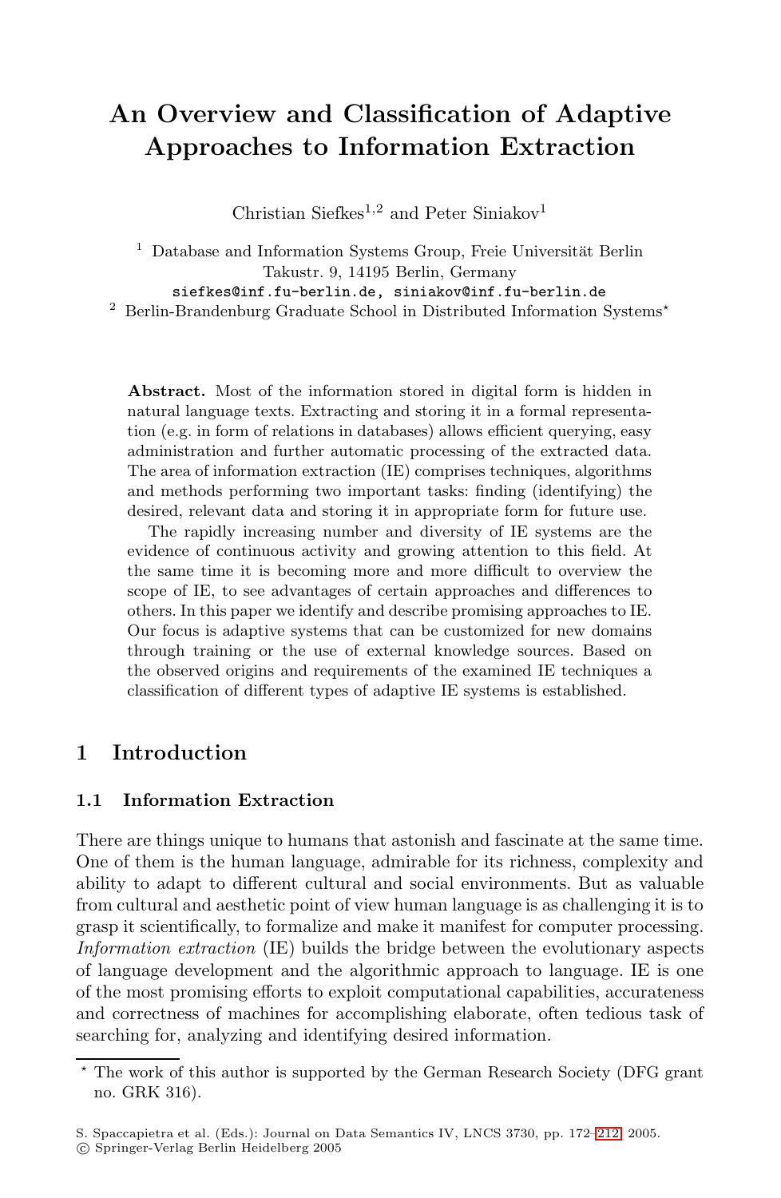# An Overview and Classification of Adaptive Approaches to Information Extraction

Christian Siefkes[1,2] and Peter Siniakov[1]

[1] Database and Information Systems Group, Freie Universität Berlin
Takustr. 9, 14195 Berlin, Germany
siefkes@inf.fu-berlin.de, siniakov@inf.fu-berlin.de

[2] Berlin-Brandenburg Graduate School in Distributed Information Systems[⋆]

**Abstract.** Most of the information stored in digital form is hidden in natural language texts. Extracting and storing it in a formal representation (e.g. in form of relations in databases) allows efficient querying, easy administration and further automatic processing of the extracted data. The area of information extraction (IE) comprises techniques, algorithms and methods performing two important tasks: finding (identifying) the desired, relevant data and storing it in appropriate form for future use.

The rapidly increasing number and diversity of IE systems are the evidence of continuous activity and growing attention to this field. At the same time it is becoming more and more difficult to overview the scope of IE, to see advantages of certain approaches and differences to others. In this paper we identify and describe promising approaches to IE. Our focus is adaptive systems that can be customized for new domains through training or the use of external knowledge sources. Based on the observed origins and requirements of the examined IE techniques a classification of different types of adaptive IE systems is established.

## 1 Introduction

### 1.1 Information Extraction

There are things unique to humans that astonish and fascinate at the same time. One of them is the human language, admirable for its richness, complexity and ability to adapt to different cultural and social environments. But as valuable from cultural and aesthetic point of view human language is as challenging it is to grasp it scientifically, to formalize and make it manifest for computer processing. *Information extraction* (IE) builds the bridge between the evolutionary aspects of language development and the algorithmic approach to language. IE is one of the most promising efforts to exploit computational capabilities, accurateness and correctness of machines for accomplishing elaborate, often tedious task of searching for, analyzing and identifying desired information.

[⋆] The work of this author is supported by the German Research Society (DFG grant no. GRK 316).

S. Spaccapietra et al. (Eds.): Journal on Data Semantics IV, LNCS 3730, pp. 172–212, 2005.
© Springer-Verlag Berlin Heidelberg 2005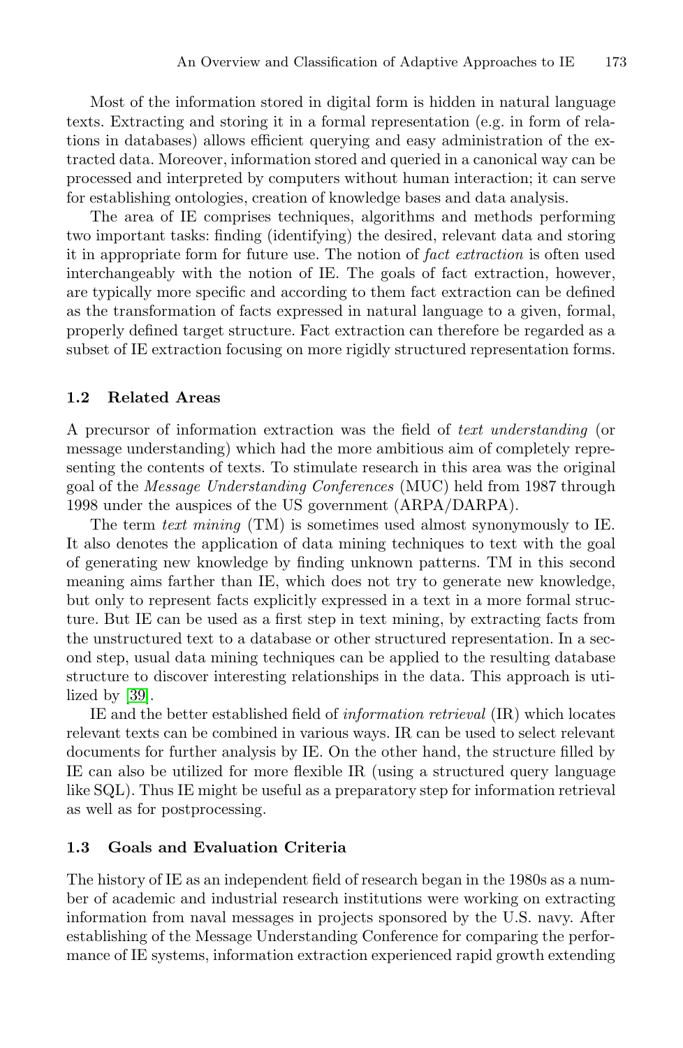Most of the information stored in digital form is hidden in natural language texts. Extracting and storing it in a formal representation (e.g. in form of relations in databases) allows efficient querying and easy administration of the extracted data. Moreover, information stored and queried in a canonical way can be processed and interpreted by computers without human interaction; it can serve for establishing ontologies, creation of knowledge bases and data analysis.

The area of IE comprises techniques, algorithms and methods performing two important tasks: finding (identifying) the desired, relevant data and storing it in appropriate form for future use. The notion of *fact extraction* is often used interchangeably with the notion of IE. The goals of fact extraction, however, are typically more specific and according to them fact extraction can be defined as the transformation of facts expressed in natural language to a given, formal, properly defined target structure. Fact extraction can therefore be regarded as a subset of IE extraction focusing on more rigidly structured representation forms.

### 1.2 Related Areas

A precursor of information extraction was the field of *text understanding* (or message understanding) which had the more ambitious aim of completely representing the contents of texts. To stimulate research in this area was the original goal of the *Message Understanding Conferences* (MUC) held from 1987 through 1998 under the auspices of the US government (ARPA/DARPA).

The term *text mining* (TM) is sometimes used almost synonymously to IE. It also denotes the application of data mining techniques to text with the goal of generating new knowledge by finding unknown patterns. TM in this second meaning aims farther than IE, which does not try to generate new knowledge, but only to represent facts explicitly expressed in a text in a more formal structure. But IE can be used as a first step in text mining, by extracting facts from the unstructured text to a database or other structured representation. In a second step, usual data mining techniques can be applied to the resulting database structure to discover interesting relationships in the data. This approach is utilized by [39].

IE and the better established field of *information retrieval* (IR) which locates relevant texts can be combined in various ways. IR can be used to select relevant documents for further analysis by IE. On the other hand, the structure filled by IE can also be utilized for more flexible IR (using a structured query language like SQL). Thus IE might be useful as a preparatory step for information retrieval as well as for postprocessing.

### 1.3 Goals and Evaluation Criteria

The history of IE as an independent field of research began in the 1980s as a number of academic and industrial research institutions were working on extracting information from naval messages in projects sponsored by the U.S. navy. After establishing of the Message Understanding Conference for comparing the performance of IE systems, information extraction experienced rapid growth extending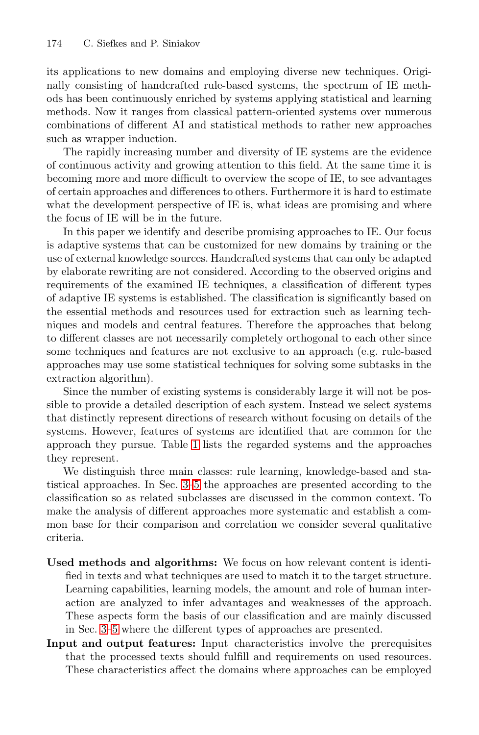its applications to new domains and employing diverse new techniques. Originally consisting of handcrafted rule-based systems, the spectrum of IE methods has been continuously enriched by systems applying statistical and learning methods. Now it ranges from classical pattern-oriented systems over numerous combinations of different AI and statistical methods to rather new approaches such as wrapper induction.

The rapidly increasing number and diversity of IE systems are the evidence of continuous activity and growing attention to this field. At the same time it is becoming more and more difficult to overview the scope of IE, to see advantages of certain approaches and differences to others. Furthermore it is hard to estimate what the development perspective of IE is, what ideas are promising and where the focus of IE will be in the future.

In this paper we identify and describe promising approaches to IE. Our focus is adaptive systems that can be customized for new domains by training or the use of external knowledge sources. Handcrafted systems that can only be adapted by elaborate rewriting are not considered. According to the observed origins and requirements of the examined IE techniques, a classification of different types of adaptive IE systems is established. The classification is significantly based on the essential methods and resources used for extraction such as learning techniques and models and central features. Therefore the approaches that belong to different classes are not necessarily completely orthogonal to each other since some techniques and features are not exclusive to an approach (e.g. rule-based approaches may use some statistical techniques for solving some subtasks in the extraction algorithm).

Since the number of existing systems is considerably large it will not be possible to provide a detailed description of each system. Instead we select systems that distinctly represent directions of research without focusing on details of the systems. However, features of systems are identified that are common for the approach they pursue. Table 1 lists the regarded systems and the approaches they represent.

We distinguish three main classes: rule learning, knowledge-based and statistical approaches. In Sec. 3–5 the approaches are presented according to the classification so as related subclasses are discussed in the common context. To make the analysis of different approaches more systematic and establish a common base for their comparison and correlation we consider several qualitative criteria.

**Used methods and algorithms:** We focus on how relevant content is identified in texts and what techniques are used to match it to the target structure. Learning capabilities, learning models, the amount and role of human interaction are analyzed to infer advantages and weaknesses of the approach. These aspects form the basis of our classification and are mainly discussed in Sec. 3–5 where the different types of approaches are presented.

**Input and output features:** Input characteristics involve the prerequisites that the processed texts should fulfill and requirements on used resources. These characteristics affect the domains where approaches can be employed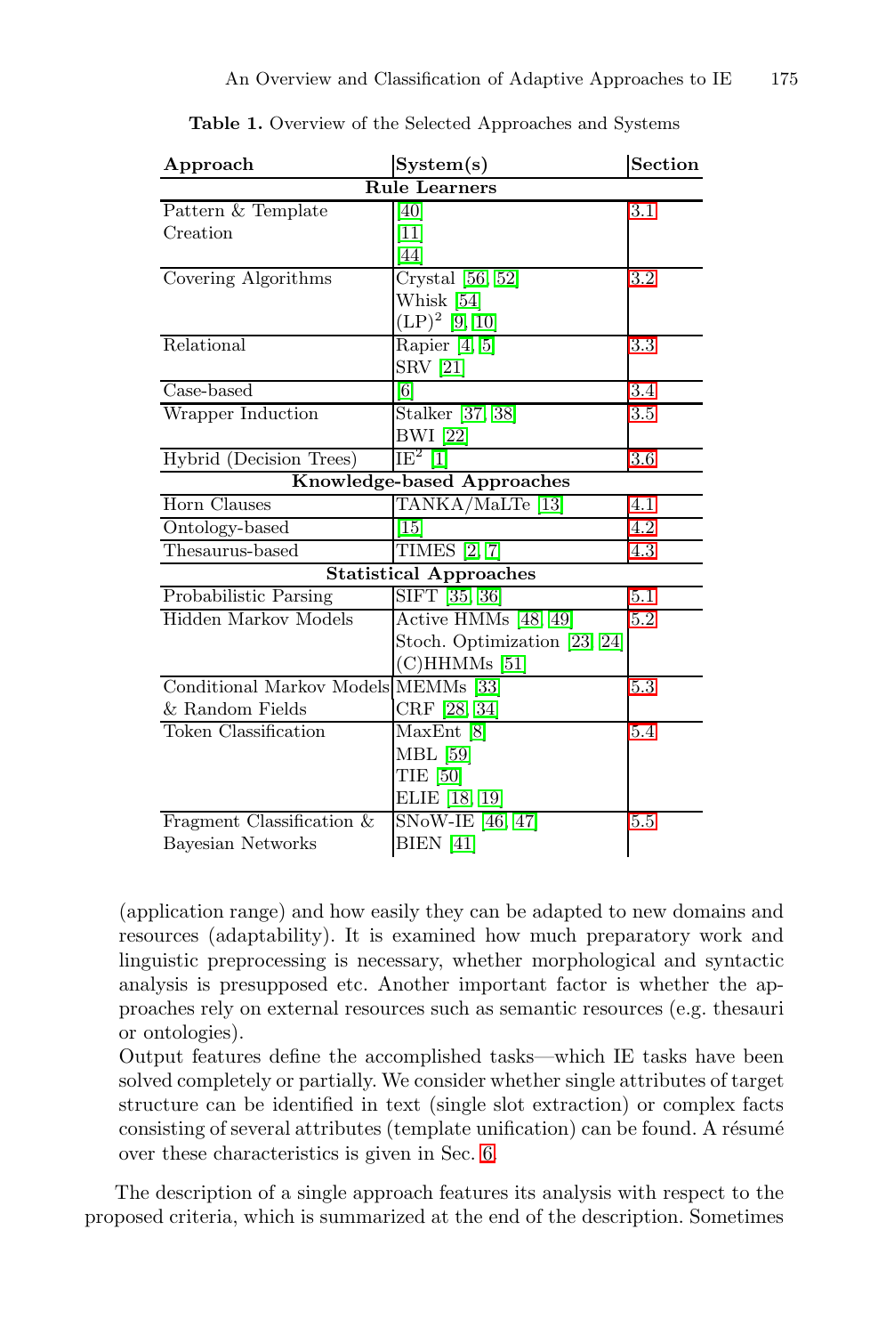**Table 1.** Overview of the Selected Approaches and Systems

| Approach | System(s) | Section |
|---|---|---|
| **Rule Learners** | | |
| Pattern & Template Creation | [40]<br>[11]<br>[44] | 3.1 |
| Covering Algorithms | Crystal [56, 52]<br>Whisk [54]<br>$(LP)^2$ [9, 10] | 3.2 |
| Relational | Rapier [4, 5]<br>SRV [21] | 3.3 |
| Case-based | [6] | 3.4 |
| Wrapper Induction | Stalker [37, 38]<br>BWI [22] | 3.5 |
| Hybrid (Decision Trees) | $IE^2$ [1] | 3.6 |
| **Knowledge-based Approaches** | | |
| Horn Clauses | TANKA/MaLTe [13] | 4.1 |
| Ontology-based | [15] | 4.2 |
| Thesaurus-based | TIMES [2, 7] | 4.3 |
| **Statistical Approaches** | | |
| Probabilistic Parsing | SIFT [35, 36] | 5.1 |
| Hidden Markov Models | Active HMMs [48, 49]<br>Stoch. Optimization [23, 24]<br>(C)HHMMs [51] | 5.2 |
| Conditional Markov Models & Random Fields | MEMMs [33]<br>CRF [28, 34] | 5.3 |
| Token Classification | MaxEnt [8]<br>MBL [59]<br>TIE [50]<br>ELIE [18, 19] | 5.4 |
| Fragment Classification & Bayesian Networks | SNoW-IE [46, 47]<br>BIEN [41] | 5.5 |

(application range) and how easily they can be adapted to new domains and resources (adaptability). It is examined how much preparatory work and linguistic preprocessing is necessary, whether morphological and syntactic analysis is presupposed etc. Another important factor is whether the approaches rely on external resources such as semantic resources (e.g. thesauri or ontologies).

Output features define the accomplished tasks—which IE tasks have been solved completely or partially. We consider whether single attributes of target structure can be identified in text (single slot extraction) or complex facts consisting of several attributes (template unification) can be found. A résumé over these characteristics is given in Sec. 6.

The description of a single approach features its analysis with respect to the proposed criteria, which is summarized at the end of the description. Sometimes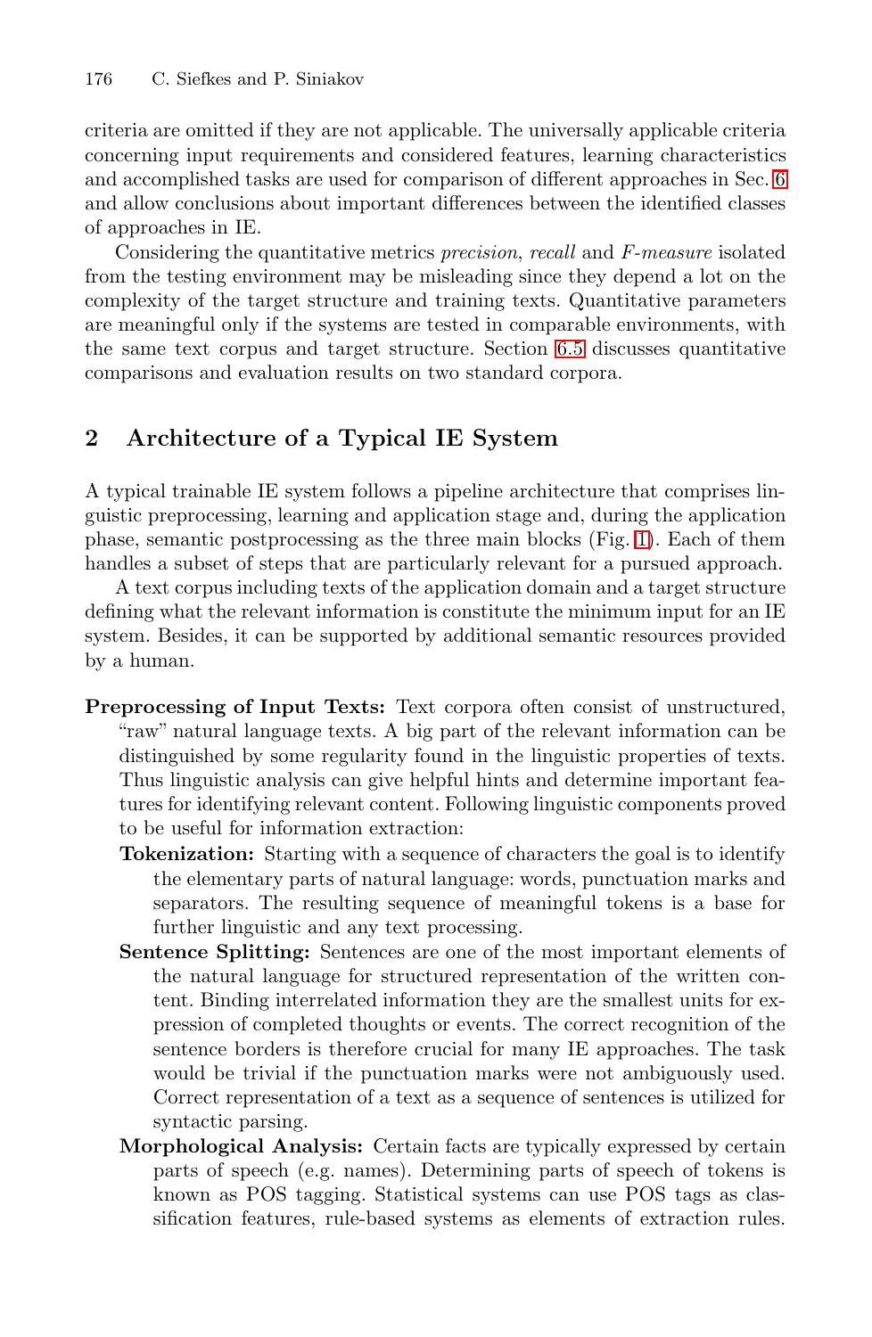criteria are omitted if they are not applicable. The universally applicable criteria concerning input requirements and considered features, learning characteristics and accomplished tasks are used for comparison of different approaches in Sec. 6 and allow conclusions about important differences between the identified classes of approaches in IE.

Considering the quantitative metrics *precision*, *recall* and *F-measure* isolated from the testing environment may be misleading since they depend a lot on the complexity of the target structure and training texts. Quantitative parameters are meaningful only if the systems are tested in comparable environments, with the same text corpus and target structure. Section 6.5 discusses quantitative comparisons and evaluation results on two standard corpora.

## 2 Architecture of a Typical IE System

A typical trainable IE system follows a pipeline architecture that comprises linguistic preprocessing, learning and application stage and, during the application phase, semantic postprocessing as the three main blocks (Fig. 1). Each of them handles a subset of steps that are particularly relevant for a pursued approach.

A text corpus including texts of the application domain and a target structure defining what the relevant information is constitute the minimum input for an IE system. Besides, it can be supported by additional semantic resources provided by a human.

**Preprocessing of Input Texts:** Text corpora often consist of unstructured, "raw" natural language texts. A big part of the relevant information can be distinguished by some regularity found in the linguistic properties of texts. Thus linguistic analysis can give helpful hints and determine important features for identifying relevant content. Following linguistic components proved to be useful for information extraction:

**Tokenization:** Starting with a sequence of characters the goal is to identify the elementary parts of natural language: words, punctuation marks and separators. The resulting sequence of meaningful tokens is a base for further linguistic and any text processing.

**Sentence Splitting:** Sentences are one of the most important elements of the natural language for structured representation of the written content. Binding interrelated information they are the smallest units for expression of completed thoughts or events. The correct recognition of the sentence borders is therefore crucial for many IE approaches. The task would be trivial if the punctuation marks were not ambiguously used. Correct representation of a text as a sequence of sentences is utilized for syntactic parsing.

**Morphological Analysis:** Certain facts are typically expressed by certain parts of speech (e.g. names). Determining parts of speech of tokens is known as POS tagging. Statistical systems can use POS tags as classification features, rule-based systems as elements of extraction rules.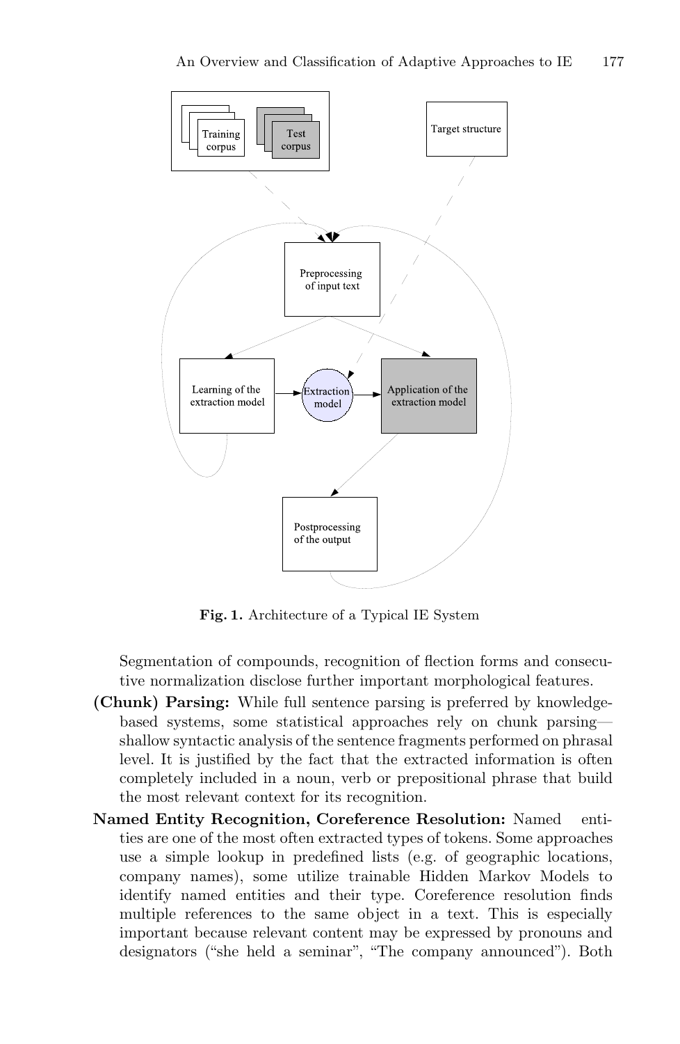Fig. 1. Architecture of a Typical IE System

Segmentation of compounds, recognition of flection forms and consecutive normalization disclose further important morphological features.

**(Chunk) Parsing:** While full sentence parsing is preferred by knowledge-based systems, some statistical approaches rely on chunk parsing—shallow syntactic analysis of the sentence fragments performed on phrasal level. It is justified by the fact that the extracted information is often completely included in a noun, verb or prepositional phrase that build the most relevant context for its recognition.

**Named Entity Recognition, Coreference Resolution:** Named entities are one of the most often extracted types of tokens. Some approaches use a simple lookup in predefined lists (e.g. of geographic locations, company names), some utilize trainable Hidden Markov Models to identify named entities and their type. Coreference resolution finds multiple references to the same object in a text. This is especially important because relevant content may be expressed by pronouns and designators ("she held a seminar", "The company announced"). Both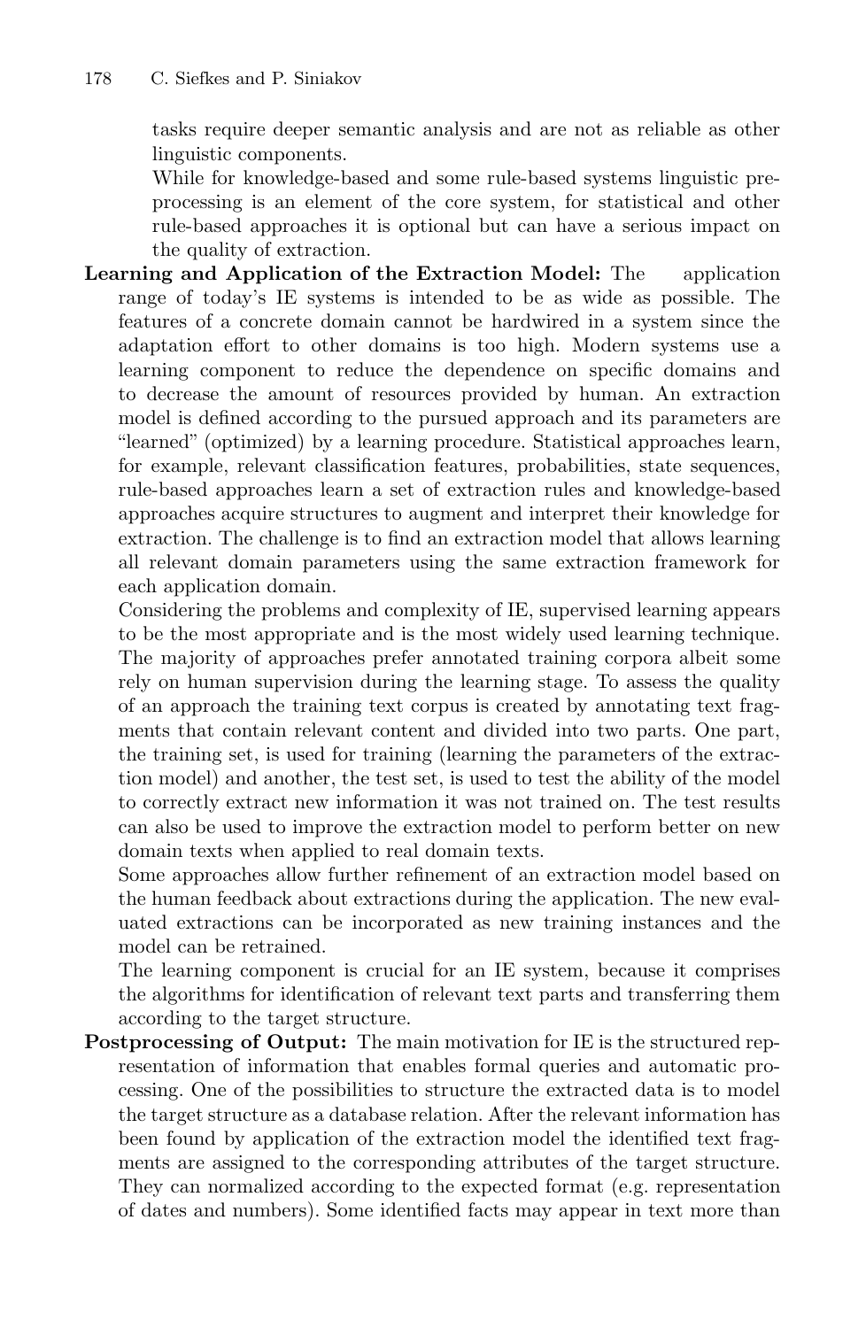tasks require deeper semantic analysis and are not as reliable as other linguistic components.

While for knowledge-based and some rule-based systems linguistic preprocessing is an element of the core system, for statistical and other rule-based approaches it is optional but can have a serious impact on the quality of extraction.

**Learning and Application of the Extraction Model:** The application range of today's IE systems is intended to be as wide as possible. The features of a concrete domain cannot be hardwired in a system since the adaptation effort to other domains is too high. Modern systems use a learning component to reduce the dependence on specific domains and to decrease the amount of resources provided by human. An extraction model is defined according to the pursued approach and its parameters are "learned" (optimized) by a learning procedure. Statistical approaches learn, for example, relevant classification features, probabilities, state sequences, rule-based approaches learn a set of extraction rules and knowledge-based approaches acquire structures to augment and interpret their knowledge for extraction. The challenge is to find an extraction model that allows learning all relevant domain parameters using the same extraction framework for each application domain.

Considering the problems and complexity of IE, supervised learning appears to be the most appropriate and is the most widely used learning technique. The majority of approaches prefer annotated training corpora albeit some rely on human supervision during the learning stage. To assess the quality of an approach the training text corpus is created by annotating text fragments that contain relevant content and divided into two parts. One part, the training set, is used for training (learning the parameters of the extraction model) and another, the test set, is used to test the ability of the model to correctly extract new information it was not trained on. The test results can also be used to improve the extraction model to perform better on new domain texts when applied to real domain texts.

Some approaches allow further refinement of an extraction model based on the human feedback about extractions during the application. The new evaluated extractions can be incorporated as new training instances and the model can be retrained.

The learning component is crucial for an IE system, because it comprises the algorithms for identification of relevant text parts and transferring them according to the target structure.

**Postprocessing of Output:** The main motivation for IE is the structured representation of information that enables formal queries and automatic processing. One of the possibilities to structure the extracted data is to model the target structure as a database relation. After the relevant information has been found by application of the extraction model the identified text fragments are assigned to the corresponding attributes of the target structure. They can normalized according to the expected format (e.g. representation of dates and numbers). Some identified facts may appear in text more than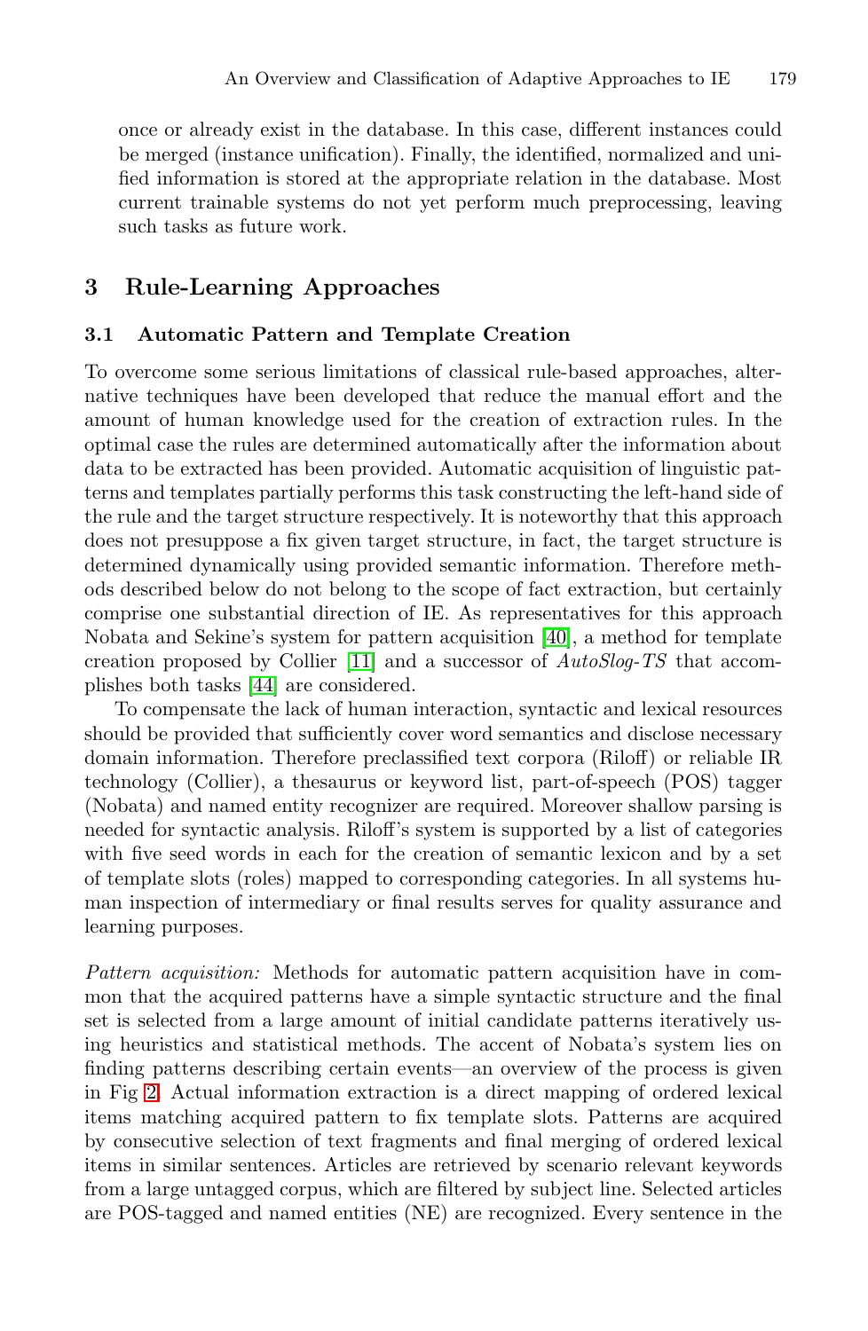once or already exist in the database. In this case, different instances could be merged (instance unification). Finally, the identified, normalized and unified information is stored at the appropriate relation in the database. Most current trainable systems do not yet perform much preprocessing, leaving such tasks as future work.

## 3 Rule-Learning Approaches

### 3.1 Automatic Pattern and Template Creation

To overcome some serious limitations of classical rule-based approaches, alternative techniques have been developed that reduce the manual effort and the amount of human knowledge used for the creation of extraction rules. In the optimal case the rules are determined automatically after the information about data to be extracted has been provided. Automatic acquisition of linguistic patterns and templates partially performs this task constructing the left-hand side of the rule and the target structure respectively. It is noteworthy that this approach does not presuppose a fix given target structure, in fact, the target structure is determined dynamically using provided semantic information. Therefore methods described below do not belong to the scope of fact extraction, but certainly comprise one substantial direction of IE. As representatives for this approach Nobata and Sekine's system for pattern acquisition [40], a method for template creation proposed by Collier [11] and a successor of *AutoSlog-TS* that accomplishes both tasks [44] are considered.

To compensate the lack of human interaction, syntactic and lexical resources should be provided that sufficiently cover word semantics and disclose necessary domain information. Therefore preclassified text corpora (Riloff) or reliable IR technology (Collier), a thesaurus or keyword list, part-of-speech (POS) tagger (Nobata) and named entity recognizer are required. Moreover shallow parsing is needed for syntactic analysis. Riloff's system is supported by a list of categories with five seed words in each for the creation of semantic lexicon and by a set of template slots (roles) mapped to corresponding categories. In all systems human inspection of intermediary or final results serves for quality assurance and learning purposes.

*Pattern acquisition:* Methods for automatic pattern acquisition have in common that the acquired patterns have a simple syntactic structure and the final set is selected from a large amount of initial candidate patterns iteratively using heuristics and statistical methods. The accent of Nobata's system lies on finding patterns describing certain events—an overview of the process is given in Fig 2. Actual information extraction is a direct mapping of ordered lexical items matching acquired pattern to fix template slots. Patterns are acquired by consecutive selection of text fragments and final merging of ordered lexical items in similar sentences. Articles are retrieved by scenario relevant keywords from a large untagged corpus, which are filtered by subject line. Selected articles are POS-tagged and named entities (NE) are recognized. Every sentence in the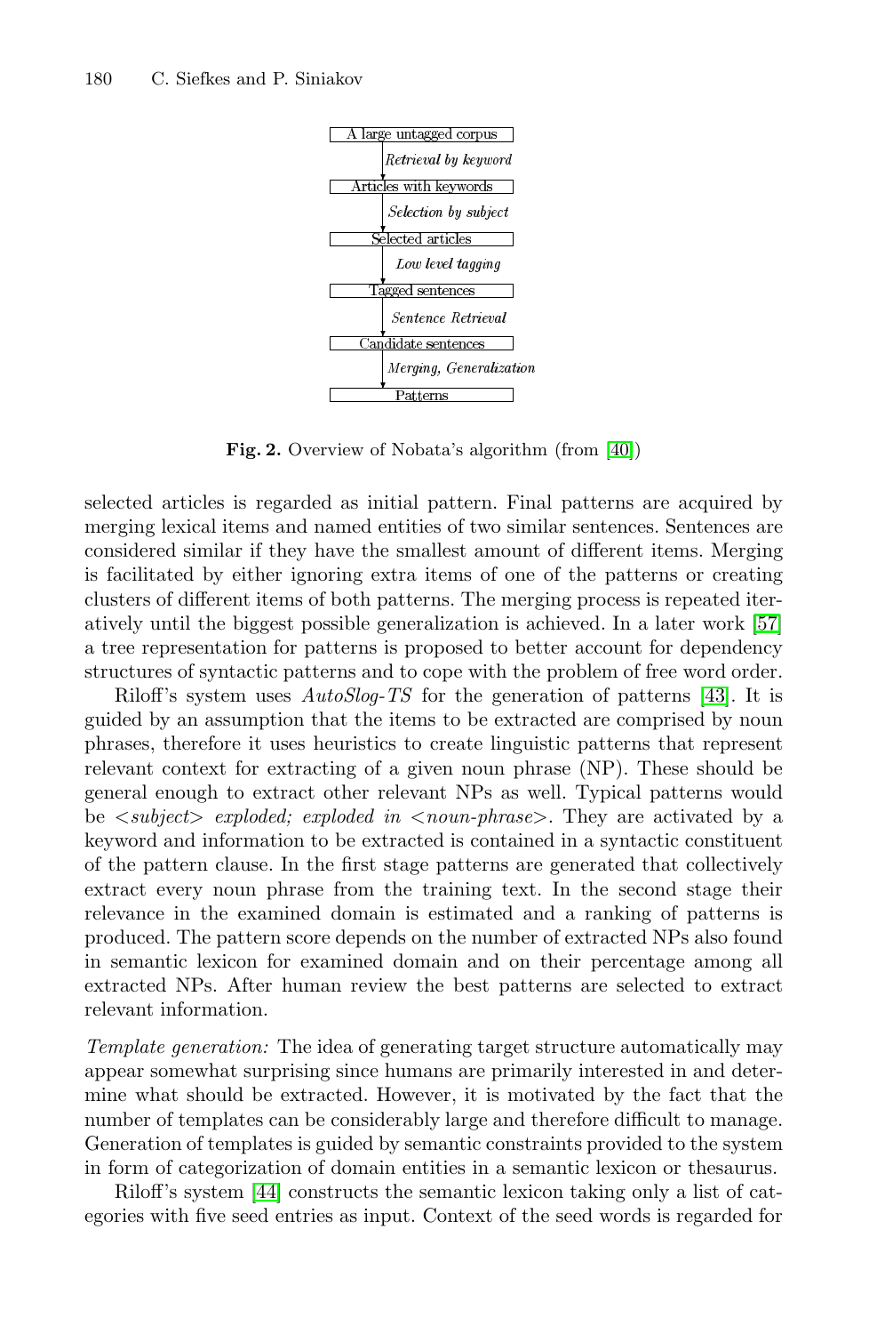A large untagged corpus

*Retrieval by keyword*

Articles with keywords

*Selection by subject*

Selected articles

*Low level tagging*

Tagged sentences

*Sentence Retrieval*

Candidate sentences

*Merging, Generalization*

Patterns

**Fig. 2.** Overview of Nobata's algorithm (from [40])

selected articles is regarded as initial pattern. Final patterns are acquired by merging lexical items and named entities of two similar sentences. Sentences are considered similar if they have the smallest amount of different items. Merging is facilitated by either ignoring extra items of one of the patterns or creating clusters of different items of both patterns. The merging process is repeated iteratively until the biggest possible generalization is achieved. In a later work [57] a tree representation for patterns is proposed to better account for dependency structures of syntactic patterns and to cope with the problem of free word order.

Riloff's system uses *AutoSlog-TS* for the generation of patterns [43]. It is guided by an assumption that the items to be extracted are comprised by noun phrases, therefore it uses heuristics to create linguistic patterns that represent relevant context for extracting of a given noun phrase (NP). These should be general enough to extract other relevant NPs as well. Typical patterns would be *<subject> exploded; exploded in <noun-phrase>*. They are activated by a keyword and information to be extracted is contained in a syntactic constituent of the pattern clause. In the first stage patterns are generated that collectively extract every noun phrase from the training text. In the second stage their relevance in the examined domain is estimated and a ranking of patterns is produced. The pattern score depends on the number of extracted NPs also found in semantic lexicon for examined domain and on their percentage among all extracted NPs. After human review the best patterns are selected to extract relevant information.

*Template generation:* The idea of generating target structure automatically may appear somewhat surprising since humans are primarily interested in and determine what should be extracted. However, it is motivated by the fact that the number of templates can be considerably large and therefore difficult to manage. Generation of templates is guided by semantic constraints provided to the system in form of categorization of domain entities in a semantic lexicon or thesaurus.

Riloff's system [44] constructs the semantic lexicon taking only a list of categories with five seed entries as input. Context of the seed words is regarded for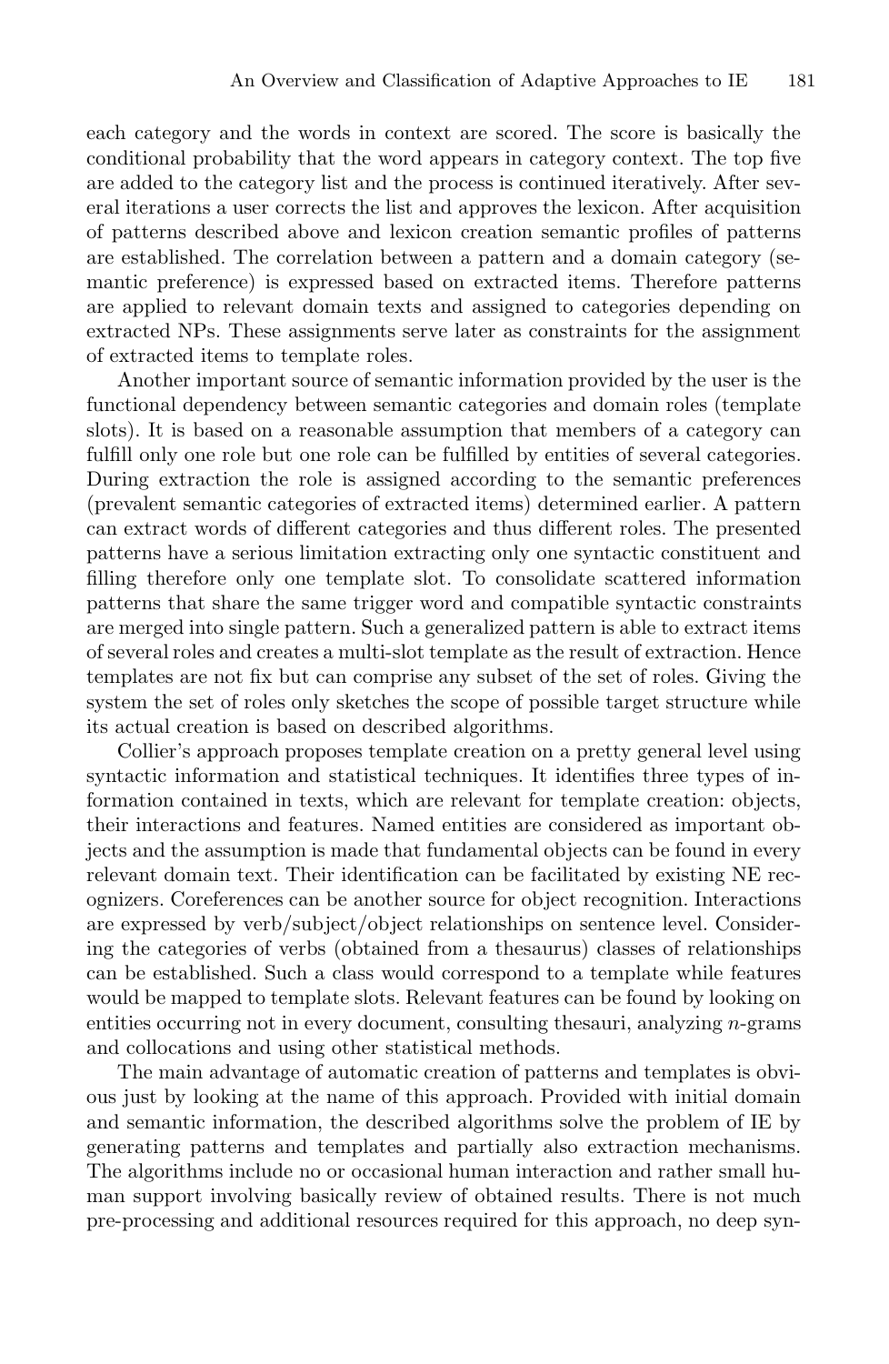each category and the words in context are scored. The score is basically the conditional probability that the word appears in category context. The top five are added to the category list and the process is continued iteratively. After several iterations a user corrects the list and approves the lexicon. After acquisition of patterns described above and lexicon creation semantic profiles of patterns are established. The correlation between a pattern and a domain category (semantic preference) is expressed based on extracted items. Therefore patterns are applied to relevant domain texts and assigned to categories depending on extracted NPs. These assignments serve later as constraints for the assignment of extracted items to template roles.

Another important source of semantic information provided by the user is the functional dependency between semantic categories and domain roles (template slots). It is based on a reasonable assumption that members of a category can fulfill only one role but one role can be fulfilled by entities of several categories. During extraction the role is assigned according to the semantic preferences (prevalent semantic categories of extracted items) determined earlier. A pattern can extract words of different categories and thus different roles. The presented patterns have a serious limitation extracting only one syntactic constituent and filling therefore only one template slot. To consolidate scattered information patterns that share the same trigger word and compatible syntactic constraints are merged into single pattern. Such a generalized pattern is able to extract items of several roles and creates a multi-slot template as the result of extraction. Hence templates are not fix but can comprise any subset of the set of roles. Giving the system the set of roles only sketches the scope of possible target structure while its actual creation is based on described algorithms.

Collier's approach proposes template creation on a pretty general level using syntactic information and statistical techniques. It identifies three types of information contained in texts, which are relevant for template creation: objects, their interactions and features. Named entities are considered as important objects and the assumption is made that fundamental objects can be found in every relevant domain text. Their identification can be facilitated by existing NE recognizers. Coreferences can be another source for object recognition. Interactions are expressed by verb/subject/object relationships on sentence level. Considering the categories of verbs (obtained from a thesaurus) classes of relationships can be established. Such a class would correspond to a template while features would be mapped to template slots. Relevant features can be found by looking on entities occurring not in every document, consulting thesauri, analyzing $n$-grams and collocations and using other statistical methods.

The main advantage of automatic creation of patterns and templates is obvious just by looking at the name of this approach. Provided with initial domain and semantic information, the described algorithms solve the problem of IE by generating patterns and templates and partially also extraction mechanisms. The algorithms include no or occasional human interaction and rather small human support involving basically review of obtained results. There is not much pre-processing and additional resources required for this approach, no deep syn-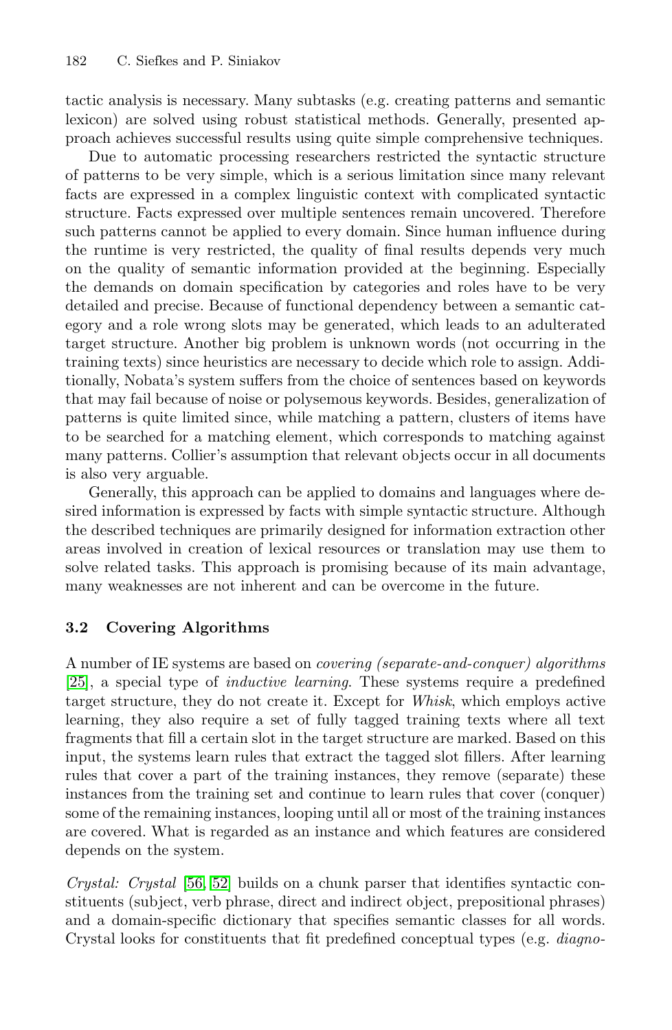tactic analysis is necessary. Many subtasks (e.g. creating patterns and semantic lexicon) are solved using robust statistical methods. Generally, presented approach achieves successful results using quite simple comprehensive techniques.

Due to automatic processing researchers restricted the syntactic structure of patterns to be very simple, which is a serious limitation since many relevant facts are expressed in a complex linguistic context with complicated syntactic structure. Facts expressed over multiple sentences remain uncovered. Therefore such patterns cannot be applied to every domain. Since human influence during the runtime is very restricted, the quality of final results depends very much on the quality of semantic information provided at the beginning. Especially the demands on domain specification by categories and roles have to be very detailed and precise. Because of functional dependency between a semantic category and a role wrong slots may be generated, which leads to an adulterated target structure. Another big problem is unknown words (not occurring in the training texts) since heuristics are necessary to decide which role to assign. Additionally, Nobata's system suffers from the choice of sentences based on keywords that may fail because of noise or polysemous keywords. Besides, generalization of patterns is quite limited since, while matching a pattern, clusters of items have to be searched for a matching element, which corresponds to matching against many patterns. Collier's assumption that relevant objects occur in all documents is also very arguable.

Generally, this approach can be applied to domains and languages where desired information is expressed by facts with simple syntactic structure. Although the described techniques are primarily designed for information extraction other areas involved in creation of lexical resources or translation may use them to solve related tasks. This approach is promising because of its main advantage, many weaknesses are not inherent and can be overcome in the future.

### 3.2 Covering Algorithms

A number of IE systems are based on *covering (separate-and-conquer) algorithms* [25], a special type of *inductive learning*. These systems require a predefined target structure, they do not create it. Except for *Whisk*, which employs active learning, they also require a set of fully tagged training texts where all text fragments that fill a certain slot in the target structure are marked. Based on this input, the systems learn rules that extract the tagged slot fillers. After learning rules that cover a part of the training instances, they remove (separate) these instances from the training set and continue to learn rules that cover (conquer) some of the remaining instances, looping until all or most of the training instances are covered. What is regarded as an instance and which features are considered depends on the system.

*Crystal: Crystal* [56, 52] builds on a chunk parser that identifies syntactic constituents (subject, verb phrase, direct and indirect object, prepositional phrases) and a domain-specific dictionary that specifies semantic classes for all words. Crystal looks for constituents that fit predefined conceptual types (e.g. *diagno-*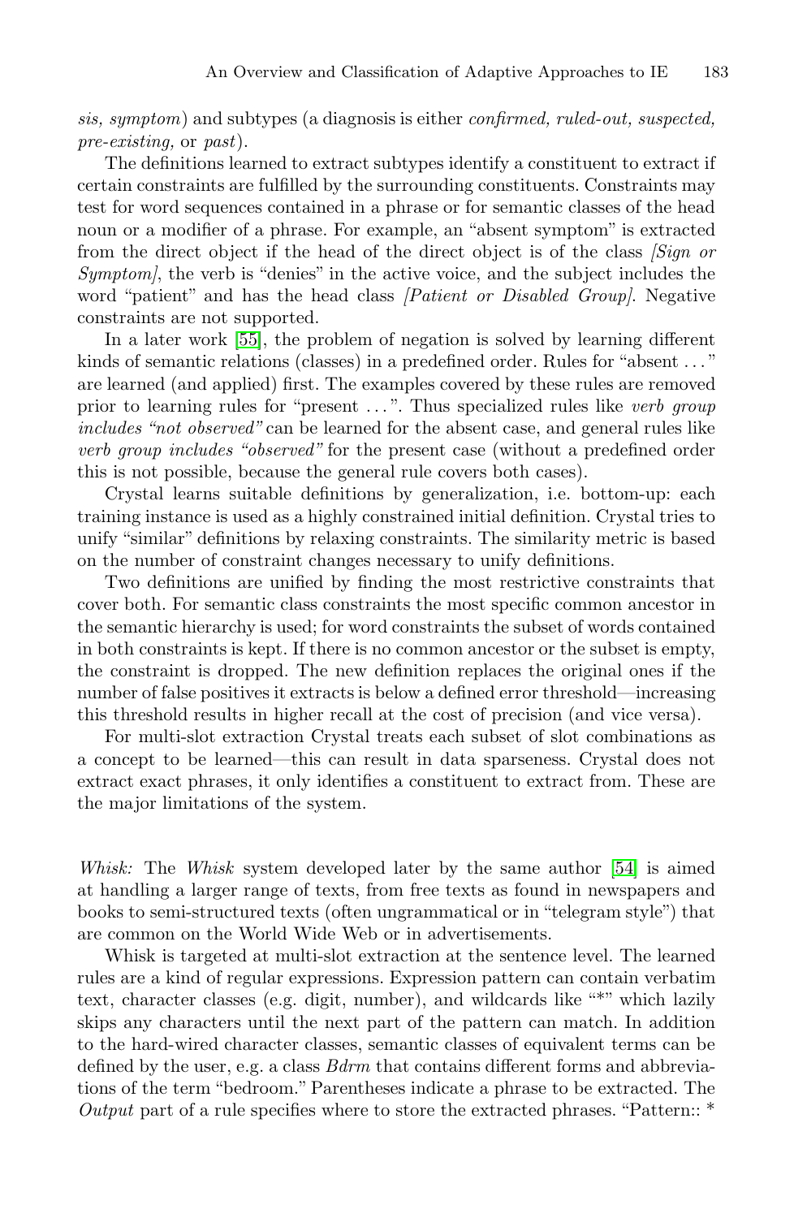*sis, symptom*) and subtypes (a diagnosis is either *confirmed, ruled-out, suspected, pre-existing,* or *past*).

The definitions learned to extract subtypes identify a constituent to extract if certain constraints are fulfilled by the surrounding constituents. Constraints may test for word sequences contained in a phrase or for semantic classes of the head noun or a modifier of a phrase. For example, an "absent symptom" is extracted from the direct object if the head of the direct object is of the class *[Sign or Symptom]*, the verb is "denies" in the active voice, and the subject includes the word "patient" and has the head class *[Patient or Disabled Group]*. Negative constraints are not supported.

In a later work [55], the problem of negation is solved by learning different kinds of semantic relations (classes) in a predefined order. Rules for "absent ..." are learned (and applied) first. The examples covered by these rules are removed prior to learning rules for "present ...". Thus specialized rules like *verb group includes "not observed"* can be learned for the absent case, and general rules like *verb group includes "observed"* for the present case (without a predefined order this is not possible, because the general rule covers both cases).

Crystal learns suitable definitions by generalization, i.e. bottom-up: each training instance is used as a highly constrained initial definition. Crystal tries to unify "similar" definitions by relaxing constraints. The similarity metric is based on the number of constraint changes necessary to unify definitions.

Two definitions are unified by finding the most restrictive constraints that cover both. For semantic class constraints the most specific common ancestor in the semantic hierarchy is used; for word constraints the subset of words contained in both constraints is kept. If there is no common ancestor or the subset is empty, the constraint is dropped. The new definition replaces the original ones if the number of false positives it extracts is below a defined error threshold—increasing this threshold results in higher recall at the cost of precision (and vice versa).

For multi-slot extraction Crystal treats each subset of slot combinations as a concept to be learned—this can result in data sparseness. Crystal does not extract exact phrases, it only identifies a constituent to extract from. These are the major limitations of the system.

*Whisk:* The *Whisk* system developed later by the same author [54] is aimed at handling a larger range of texts, from free texts as found in newspapers and books to semi-structured texts (often ungrammatical or in "telegram style") that are common on the World Wide Web or in advertisements.

Whisk is targeted at multi-slot extraction at the sentence level. The learned rules are a kind of regular expressions. Expression pattern can contain verbatim text, character classes (e.g. digit, number), and wildcards like "*" which lazily skips any characters until the next part of the pattern can match. In addition to the hard-wired character classes, semantic classes of equivalent terms can be defined by the user, e.g. a class *Bdrm* that contains different forms and abbreviations of the term "bedroom." Parentheses indicate a phrase to be extracted. The *Output* part of a rule specifies where to store the extracted phrases. "Pattern:: *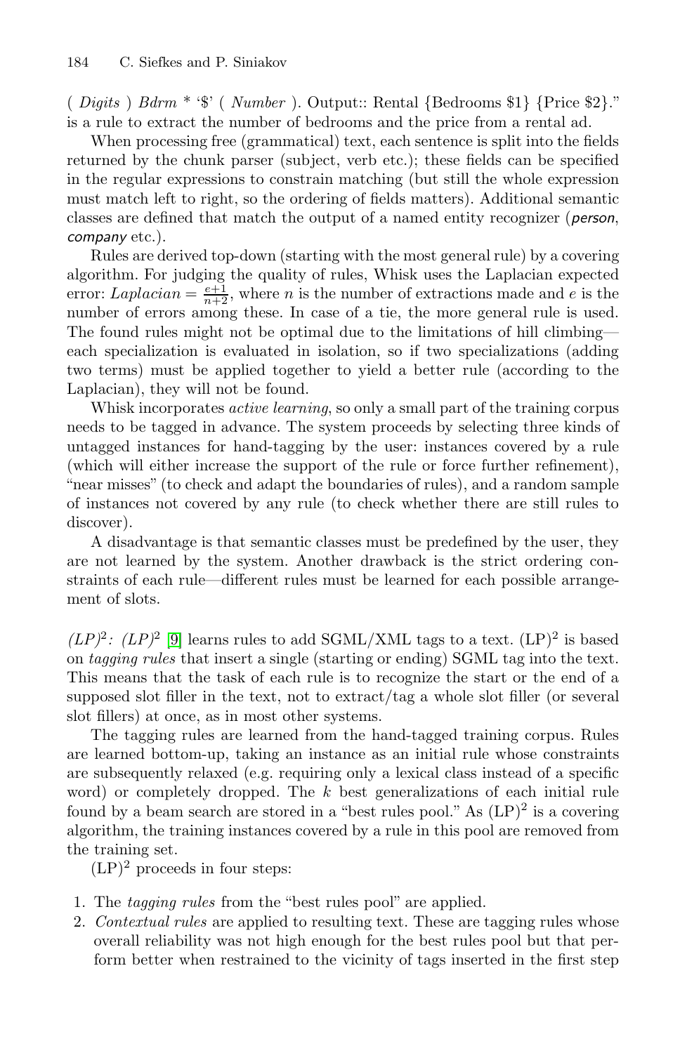( *Digits* ) *Bdrm* * '$' ( *Number* ). Output:: Rental {Bedrooms $1} {Price $2}." is a rule to extract the number of bedrooms and the price from a rental ad.

When processing free (grammatical) text, each sentence is split into the fields returned by the chunk parser (subject, verb etc.); these fields can be specified in the regular expressions to constrain matching (but still the whole expression must match left to right, so the ordering of fields matters). Additional semantic classes are defined that match the output of a named entity recognizer (*person*, *company* etc.).

Rules are derived top-down (starting with the most general rule) by a covering algorithm. For judging the quality of rules, Whisk uses the Laplacian expected error: $Laplacian = \frac{e+1}{n+2}$, where $n$ is the number of extractions made and $e$ is the number of errors among these. In case of a tie, the more general rule is used. The found rules might not be optimal due to the limitations of hill climbing—each specialization is evaluated in isolation, so if two specializations (adding two terms) must be applied together to yield a better rule (according to the Laplacian), they will not be found.

Whisk incorporates *active learning*, so only a small part of the training corpus needs to be tagged in advance. The system proceeds by selecting three kinds of untagged instances for hand-tagging by the user: instances covered by a rule (which will either increase the support of the rule or force further refinement), "near misses" (to check and adapt the boundaries of rules), and a random sample of instances not covered by any rule (to check whether there are still rules to discover).

A disadvantage is that semantic classes must be predefined by the user, they are not learned by the system. Another drawback is the strict ordering constraints of each rule—different rules must be learned for each possible arrangement of slots.

*(LP)$^2$: (LP)$^2$* [9] learns rules to add SGML/XML tags to a text. (LP)$^2$ is based on *tagging rules* that insert a single (starting or ending) SGML tag into the text. This means that the task of each rule is to recognize the start or the end of a supposed slot filler in the text, not to extract/tag a whole slot filler (or several slot fillers) at once, as in most other systems.

The tagging rules are learned from the hand-tagged training corpus. Rules are learned bottom-up, taking an instance as an initial rule whose constraints are subsequently relaxed (e.g. requiring only a lexical class instead of a specific word) or completely dropped. The $k$ best generalizations of each initial rule found by a beam search are stored in a "best rules pool." As (LP)$^2$ is a covering algorithm, the training instances covered by a rule in this pool are removed from the training set.

(LP)$^2$ proceeds in four steps:

1. The *tagging rules* from the "best rules pool" are applied.
2. *Contextual rules* are applied to resulting text. These are tagging rules whose overall reliability was not high enough for the best rules pool but that perform better when restrained to the vicinity of tags inserted in the first step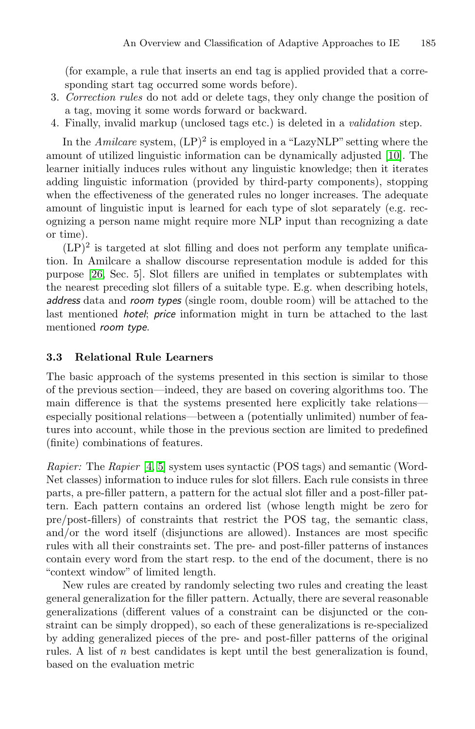(for example, a rule that inserts an end tag is applied provided that a corresponding start tag occurred some words before).

3. *Correction rules* do not add or delete tags, they only change the position of a tag, moving it some words forward or backward.
4. Finally, invalid markup (unclosed tags etc.) is deleted in a *validation* step.

In the *Amilcare* system, $(LP)^2$ is employed in a "LazyNLP" setting where the amount of utilized linguistic information can be dynamically adjusted [10]. The learner initially induces rules without any linguistic knowledge; then it iterates adding linguistic information (provided by third-party components), stopping when the effectiveness of the generated rules no longer increases. The adequate amount of linguistic input is learned for each type of slot separately (e.g. recognizing a person name might require more NLP input than recognizing a date or time).

$(LP)^2$ is targeted at slot filling and does not perform any template unification. In Amilcare a shallow discourse representation module is added for this purpose [26, Sec. 5]. Slot fillers are unified in templates or subtemplates with the nearest preceding slot fillers of a suitable type. E.g. when describing hotels, *address* data and *room types* (single room, double room) will be attached to the last mentioned *hotel*; *price* information might in turn be attached to the last mentioned *room type*.

### 3.3 Relational Rule Learners

The basic approach of the systems presented in this section is similar to those of the previous section—indeed, they are based on covering algorithms too. The main difference is that the systems presented here explicitly take relations—especially positional relations—between a (potentially unlimited) number of features into account, while those in the previous section are limited to predefined (finite) combinations of features.

*Rapier:* The *Rapier* [4, 5] system uses syntactic (POS tags) and semantic (WordNet classes) information to induce rules for slot fillers. Each rule consists in three parts, a pre-filler pattern, a pattern for the actual slot filler and a post-filler pattern. Each pattern contains an ordered list (whose length might be zero for pre/post-fillers) of constraints that restrict the POS tag, the semantic class, and/or the word itself (disjunctions are allowed). Instances are most specific rules with all their constraints set. The pre- and post-filler patterns of instances contain every word from the start resp. to the end of the document, there is no "context window" of limited length.

New rules are created by randomly selecting two rules and creating the least general generalization for the filler pattern. Actually, there are several reasonable generalizations (different values of a constraint can be disjuncted or the constraint can be simply dropped), so each of these generalizations is re-specialized by adding generalized pieces of the pre- and post-filler patterns of the original rules. A list of $n$ best candidates is kept until the best generalization is found, based on the evaluation metric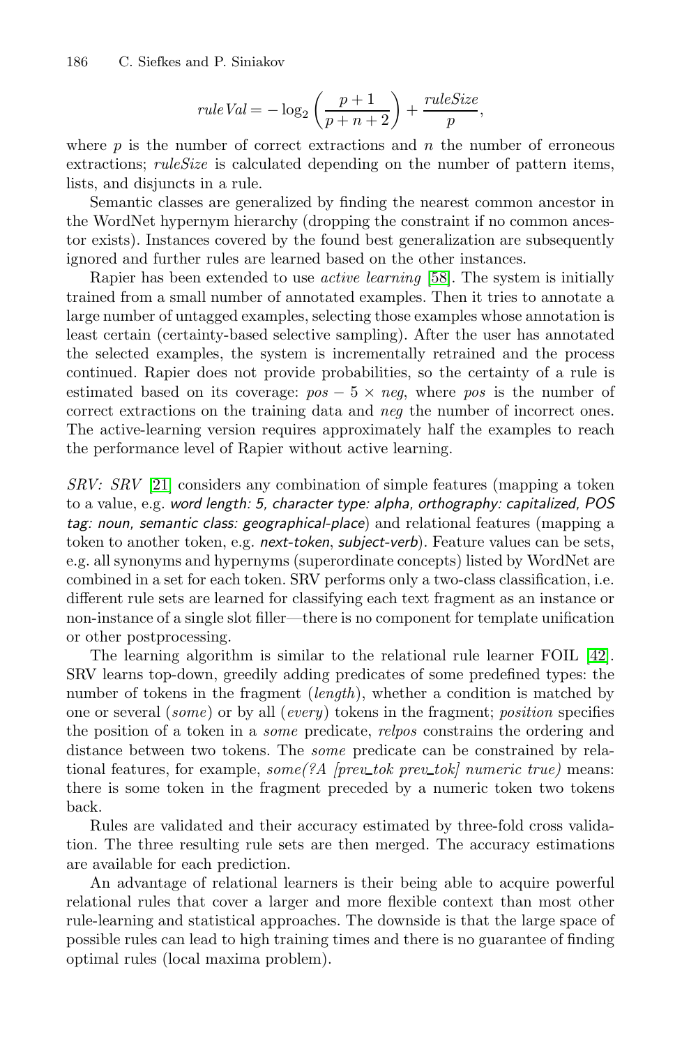$$ruleVal = -\log_2\left(\frac{p+1}{p+n+2}\right) + \frac{ruleSize}{p},$$

where $p$ is the number of correct extractions and $n$ the number of erroneous extractions; *ruleSize* is calculated depending on the number of pattern items, lists, and disjuncts in a rule.

Semantic classes are generalized by finding the nearest common ancestor in the WordNet hypernym hierarchy (dropping the constraint if no common ancestor exists). Instances covered by the found best generalization are subsequently ignored and further rules are learned based on the other instances.

Rapier has been extended to use *active learning* [58]. The system is initially trained from a small number of annotated examples. Then it tries to annotate a large number of untagged examples, selecting those examples whose annotation is least certain (certainty-based selective sampling). After the user has annotated the selected examples, the system is incrementally retrained and the process continued. Rapier does not provide probabilities, so the certainty of a rule is estimated based on its coverage: $pos - 5 \times neg$, where $pos$ is the number of correct extractions on the training data and $neg$ the number of incorrect ones. The active-learning version requires approximately half the examples to reach the performance level of Rapier without active learning.

*SRV: SRV* [21] considers any combination of simple features (mapping a token to a value, e.g. *word length: 5*, *character type: alpha*, *orthography: capitalized*, *POS tag: noun*, *semantic class: geographical-place*) and relational features (mapping a token to another token, e.g. *next-token*, *subject-verb*). Feature values can be sets, e.g. all synonyms and hypernyms (superordinate concepts) listed by WordNet are combined in a set for each token. SRV performs only a two-class classification, i.e. different rule sets are learned for classifying each text fragment as an instance or non-instance of a single slot filler—there is no component for template unification or other postprocessing.

The learning algorithm is similar to the relational rule learner FOIL [42]. SRV learns top-down, greedily adding predicates of some predefined types: the number of tokens in the fragment (*length*), whether a condition is matched by one or several (*some*) or by all (*every*) tokens in the fragment; *position* specifies the position of a token in a *some* predicate, *relpos* constrains the ordering and distance between two tokens. The *some* predicate can be constrained by relational features, for example, *some(?A [prev_tok prev_tok] numeric true)* means: there is some token in the fragment preceded by a numeric token two tokens back.

Rules are validated and their accuracy estimated by three-fold cross validation. The three resulting rule sets are then merged. The accuracy estimations are available for each prediction.

An advantage of relational learners is their being able to acquire powerful relational rules that cover a larger and more flexible context than most other rule-learning and statistical approaches. The downside is that the large space of possible rules can lead to high training times and there is no guarantee of finding optimal rules (local maxima problem).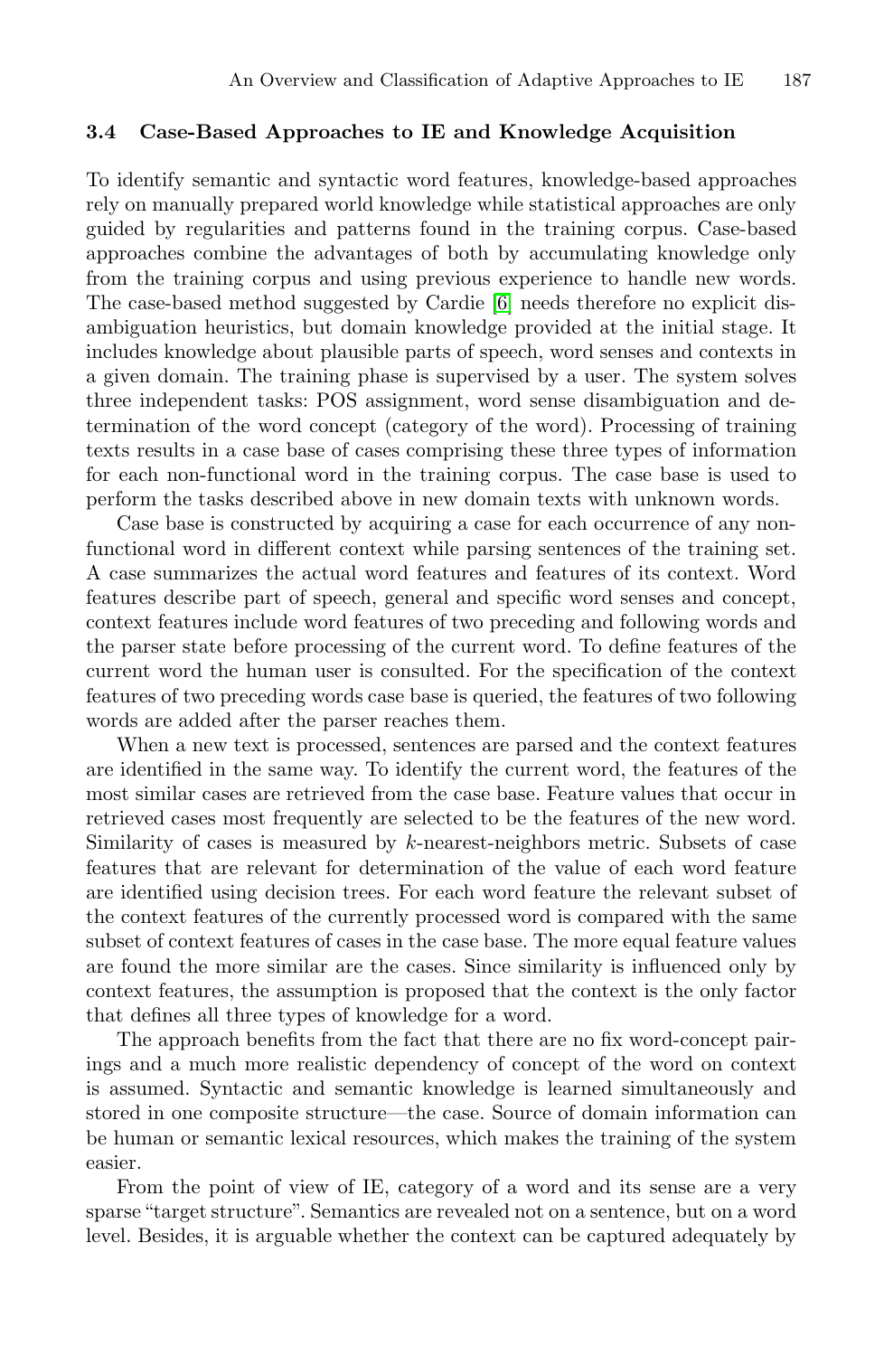### 3.4 Case-Based Approaches to IE and Knowledge Acquisition

To identify semantic and syntactic word features, knowledge-based approaches rely on manually prepared world knowledge while statistical approaches are only guided by regularities and patterns found in the training corpus. Case-based approaches combine the advantages of both by accumulating knowledge only from the training corpus and using previous experience to handle new words. The case-based method suggested by Cardie [6] needs therefore no explicit disambiguation heuristics, but domain knowledge provided at the initial stage. It includes knowledge about plausible parts of speech, word senses and contexts in a given domain. The training phase is supervised by a user. The system solves three independent tasks: POS assignment, word sense disambiguation and determination of the word concept (category of the word). Processing of training texts results in a case base of cases comprising these three types of information for each non-functional word in the training corpus. The case base is used to perform the tasks described above in new domain texts with unknown words.

Case base is constructed by acquiring a case for each occurrence of any non-functional word in different context while parsing sentences of the training set. A case summarizes the actual word features and features of its context. Word features describe part of speech, general and specific word senses and concept, context features include word features of two preceding and following words and the parser state before processing of the current word. To define features of the current word the human user is consulted. For the specification of the context features of two preceding words case base is queried, the features of two following words are added after the parser reaches them.

When a new text is processed, sentences are parsed and the context features are identified in the same way. To identify the current word, the features of the most similar cases are retrieved from the case base. Feature values that occur in retrieved cases most frequently are selected to be the features of the new word. Similarity of cases is measured by $k$-nearest-neighbors metric. Subsets of case features that are relevant for determination of the value of each word feature are identified using decision trees. For each word feature the relevant subset of the context features of the currently processed word is compared with the same subset of context features of cases in the case base. The more equal feature values are found the more similar are the cases. Since similarity is influenced only by context features, the assumption is proposed that the context is the only factor that defines all three types of knowledge for a word.

The approach benefits from the fact that there are no fix word-concept pairings and a much more realistic dependency of concept of the word on context is assumed. Syntactic and semantic knowledge is learned simultaneously and stored in one composite structure—the case. Source of domain information can be human or semantic lexical resources, which makes the training of the system easier.

From the point of view of IE, category of a word and its sense are a very sparse "target structure". Semantics are revealed not on a sentence, but on a word level. Besides, it is arguable whether the context can be captured adequately by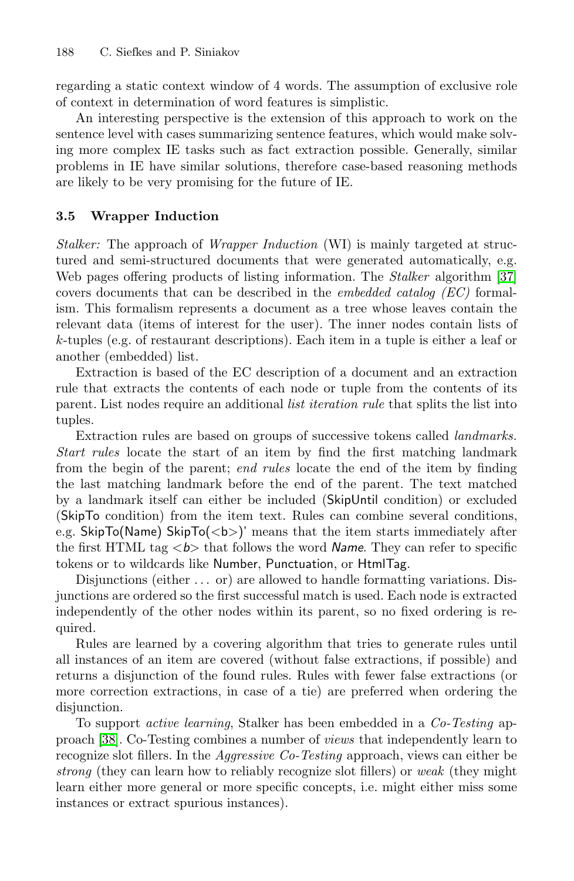regarding a static context window of 4 words. The assumption of exclusive role of context in determination of word features is simplistic.

An interesting perspective is the extension of this approach to work on the sentence level with cases summarizing sentence features, which would make solving more complex IE tasks such as fact extraction possible. Generally, similar problems in IE have similar solutions, therefore case-based reasoning methods are likely to be very promising for the future of IE.

### 3.5 Wrapper Induction

*Stalker:* The approach of *Wrapper Induction* (WI) is mainly targeted at structured and semi-structured documents that were generated automatically, e.g. Web pages offering products of listing information. The *Stalker* algorithm [37] covers documents that can be described in the *embedded catalog (EC)* formalism. This formalism represents a document as a tree whose leaves contain the relevant data (items of interest for the user). The inner nodes contain lists of $k$-tuples (e.g. of restaurant descriptions). Each item in a tuple is either a leaf or another (embedded) list.

Extraction is based of the EC description of a document and an extraction rule that extracts the contents of each node or tuple from the contents of its parent. List nodes require an additional *list iteration rule* that splits the list into tuples.

Extraction rules are based on groups of successive tokens called *landmarks. Start rules* locate the start of an item by find the first matching landmark from the begin of the parent; *end rules* locate the end of the item by finding the last matching landmark before the end of the parent. The text matched by a landmark itself can either be included (SkipUntil condition) or excluded (SkipTo condition) from the item text. Rules can combine several conditions, e.g. SkipTo(Name) SkipTo(<b>)' means that the item starts immediately after the first HTML tag <*b*> that follows the word *Name*. They can refer to specific tokens or to wildcards like Number, Punctuation, or HtmlTag.

Disjunctions (either ... or) are allowed to handle formatting variations. Disjunctions are ordered so the first successful match is used. Each node is extracted independently of the other nodes within its parent, so no fixed ordering is required.

Rules are learned by a covering algorithm that tries to generate rules until all instances of an item are covered (without false extractions, if possible) and returns a disjunction of the found rules. Rules with fewer false extractions (or more correction extractions, in case of a tie) are preferred when ordering the disjunction.

To support *active learning*, Stalker has been embedded in a *Co-Testing* approach [38]. Co-Testing combines a number of *views* that independently learn to recognize slot fillers. In the *Aggressive Co-Testing* approach, views can either be *strong* (they can learn how to reliably recognize slot fillers) or *weak* (they might learn either more general or more specific concepts, i.e. might either miss some instances or extract spurious instances).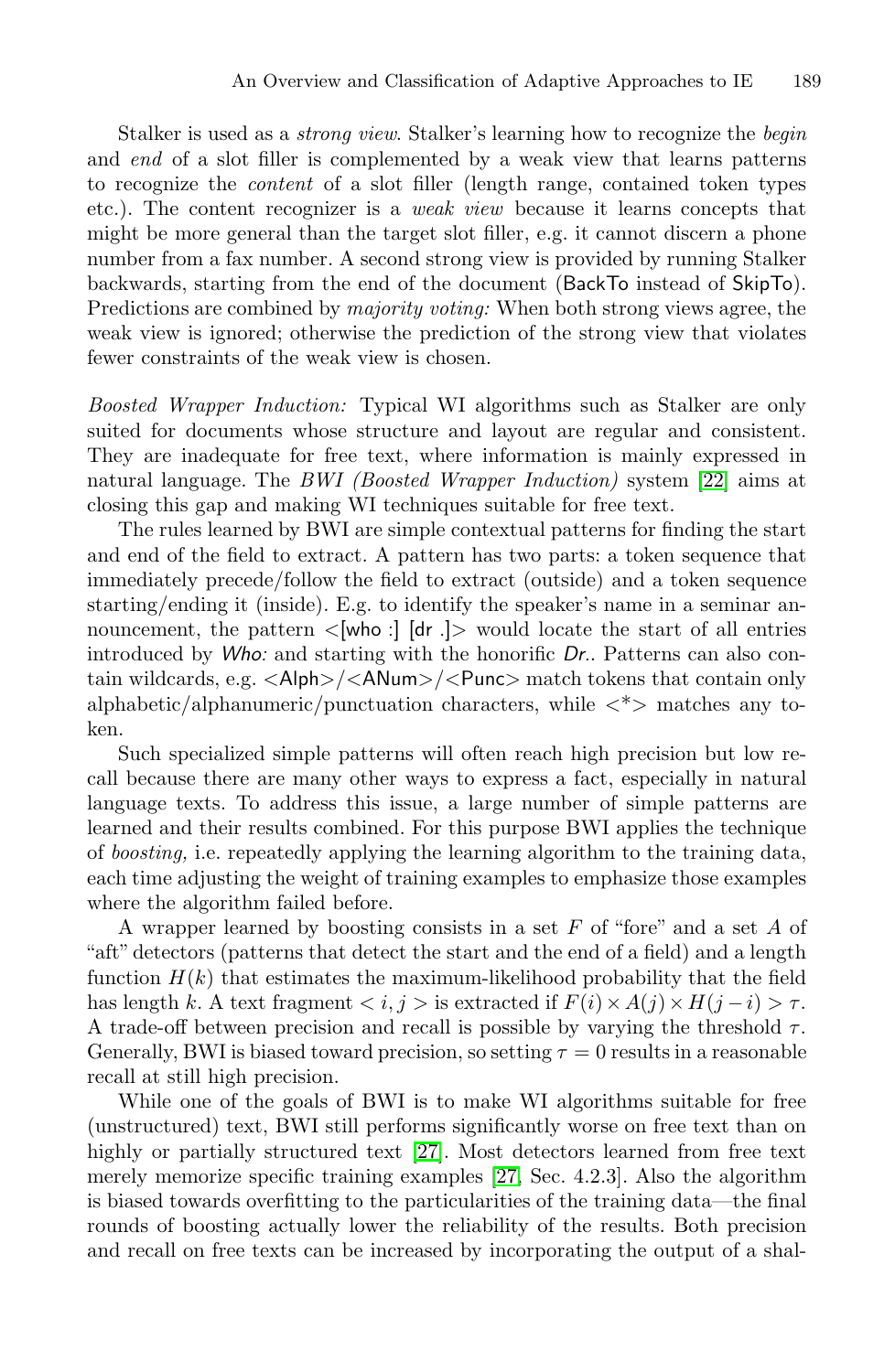Stalker is used as a *strong view*. Stalker's learning how to recognize the *begin* and *end* of a slot filler is complemented by a weak view that learns patterns to recognize the *content* of a slot filler (length range, contained token types etc.). The content recognizer is a *weak view* because it learns concepts that might be more general than the target slot filler, e.g. it cannot discern a phone number from a fax number. A second strong view is provided by running Stalker backwards, starting from the end of the document (BackTo instead of SkipTo). Predictions are combined by *majority voting:* When both strong views agree, the weak view is ignored; otherwise the prediction of the strong view that violates fewer constraints of the weak view is chosen.

*Boosted Wrapper Induction:* Typical WI algorithms such as Stalker are only suited for documents whose structure and layout are regular and consistent. They are inadequate for free text, where information is mainly expressed in natural language. The *BWI (Boosted Wrapper Induction)* system [22] aims at closing this gap and making WI techniques suitable for free text.

The rules learned by BWI are simple contextual patterns for finding the start and end of the field to extract. A pattern has two parts: a token sequence that immediately precede/follow the field to extract (outside) and a token sequence starting/ending it (inside). E.g. to identify the speaker's name in a seminar announcement, the pattern <[who :] [dr .]> would locate the start of all entries introduced by *Who:* and starting with the honorific *Dr.*. Patterns can also contain wildcards, e.g. <Alph>/<ANum>/<Punc> match tokens that contain only alphabetic/alphanumeric/punctuation characters, while <*> matches any token.

Such specialized simple patterns will often reach high precision but low recall because there are many other ways to express a fact, especially in natural language texts. To address this issue, a large number of simple patterns are learned and their results combined. For this purpose BWI applies the technique of *boosting,* i.e. repeatedly applying the learning algorithm to the training data, each time adjusting the weight of training examples to emphasize those examples where the algorithm failed before.

A wrapper learned by boosting consists in a set $F$ of "fore" and a set $A$ of "aft" detectors (patterns that detect the start and the end of a field) and a length function $H(k)$ that estimates the maximum-likelihood probability that the field has length $k$. A text fragment $< i, j >$ is extracted if $F(i) \times A(j) \times H(j-i) > \tau$. A trade-off between precision and recall is possible by varying the threshold $\tau$. Generally, BWI is biased toward precision, so setting $\tau = 0$ results in a reasonable recall at still high precision.

While one of the goals of BWI is to make WI algorithms suitable for free (unstructured) text, BWI still performs significantly worse on free text than on highly or partially structured text [27]. Most detectors learned from free text merely memorize specific training examples [27, Sec. 4.2.3]. Also the algorithm is biased towards overfitting to the particularities of the training data—the final rounds of boosting actually lower the reliability of the results. Both precision and recall on free texts can be increased by incorporating the output of a shal-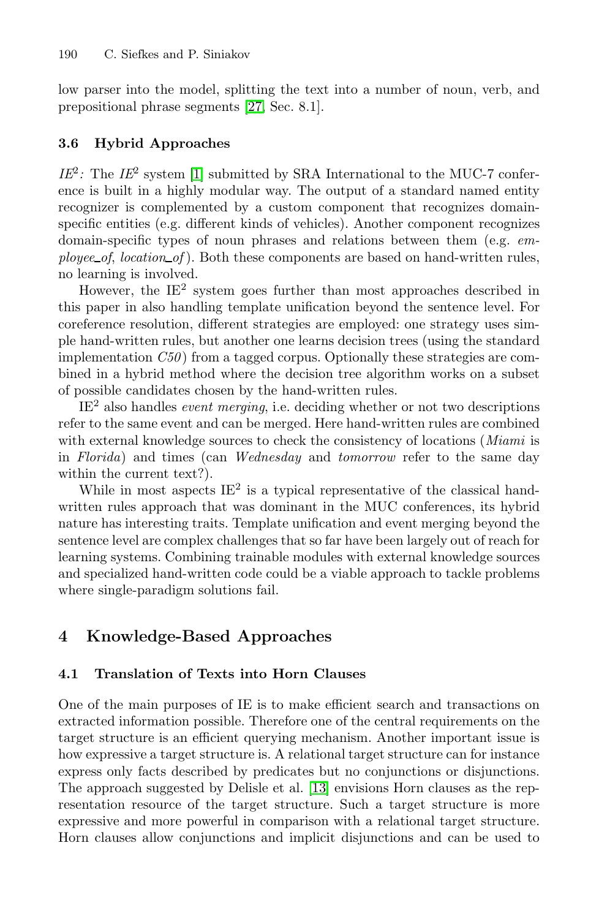low parser into the model, splitting the text into a number of noun, verb, and prepositional phrase segments [27, Sec. 8.1].

### 3.6 Hybrid Approaches

*IE*$^2$*:* The *IE*$^2$ system [1] submitted by SRA International to the MUC-7 conference is built in a highly modular way. The output of a standard named entity recognizer is complemented by a custom component that recognizes domain-specific entities (e.g. different kinds of vehicles). Another component recognizes domain-specific types of noun phrases and relations between them (e.g. *employee_of*, *location_of*). Both these components are based on hand-written rules, no learning is involved.

However, the IE$^2$ system goes further than most approaches described in this paper in also handling template unification beyond the sentence level. For coreference resolution, different strategies are employed: one strategy uses simple hand-written rules, but another one learns decision trees (using the standard implementation *C50*) from a tagged corpus. Optionally these strategies are combined in a hybrid method where the decision tree algorithm works on a subset of possible candidates chosen by the hand-written rules.

IE$^2$ also handles *event merging*, i.e. deciding whether or not two descriptions refer to the same event and can be merged. Here hand-written rules are combined with external knowledge sources to check the consistency of locations (*Miami* is in *Florida*) and times (can *Wednesday* and *tomorrow* refer to the same day within the current text?).

While in most aspects IE$^2$ is a typical representative of the classical hand-written rules approach that was dominant in the MUC conferences, its hybrid nature has interesting traits. Template unification and event merging beyond the sentence level are complex challenges that so far have been largely out of reach for learning systems. Combining trainable modules with external knowledge sources and specialized hand-written code could be a viable approach to tackle problems where single-paradigm solutions fail.

## 4 Knowledge-Based Approaches

### 4.1 Translation of Texts into Horn Clauses

One of the main purposes of IE is to make efficient search and transactions on extracted information possible. Therefore one of the central requirements on the target structure is an efficient querying mechanism. Another important issue is how expressive a target structure is. A relational target structure can for instance express only facts described by predicates but no conjunctions or disjunctions. The approach suggested by Delisle et al. [13] envisions Horn clauses as the representation resource of the target structure. Such a target structure is more expressive and more powerful in comparison with a relational target structure. Horn clauses allow conjunctions and implicit disjunctions and can be used to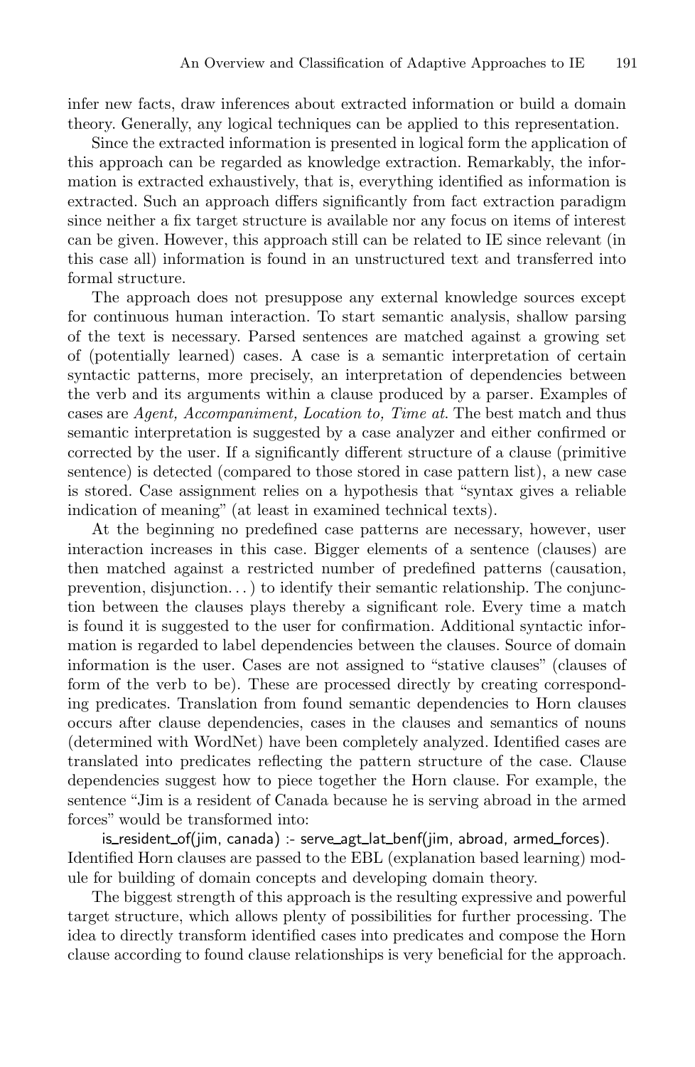infer new facts, draw inferences about extracted information or build a domain theory. Generally, any logical techniques can be applied to this representation.

Since the extracted information is presented in logical form the application of this approach can be regarded as knowledge extraction. Remarkably, the information is extracted exhaustively, that is, everything identified as information is extracted. Such an approach differs significantly from fact extraction paradigm since neither a fix target structure is available nor any focus on items of interest can be given. However, this approach still can be related to IE since relevant (in this case all) information is found in an unstructured text and transferred into formal structure.

The approach does not presuppose any external knowledge sources except for continuous human interaction. To start semantic analysis, shallow parsing of the text is necessary. Parsed sentences are matched against a growing set of (potentially learned) cases. A case is a semantic interpretation of certain syntactic patterns, more precisely, an interpretation of dependencies between the verb and its arguments within a clause produced by a parser. Examples of cases are *Agent, Accompaniment, Location to, Time at*. The best match and thus semantic interpretation is suggested by a case analyzer and either confirmed or corrected by the user. If a significantly different structure of a clause (primitive sentence) is detected (compared to those stored in case pattern list), a new case is stored. Case assignment relies on a hypothesis that "syntax gives a reliable indication of meaning" (at least in examined technical texts).

At the beginning no predefined case patterns are necessary, however, user interaction increases in this case. Bigger elements of a sentence (clauses) are then matched against a restricted number of predefined patterns (causation, prevention, disjunction. . . ) to identify their semantic relationship. The conjunction between the clauses plays thereby a significant role. Every time a match is found it is suggested to the user for confirmation. Additional syntactic information is regarded to label dependencies between the clauses. Source of domain information is the user. Cases are not assigned to "stative clauses" (clauses of form of the verb to be). These are processed directly by creating corresponding predicates. Translation from found semantic dependencies to Horn clauses occurs after clause dependencies, cases in the clauses and semantics of nouns (determined with WordNet) have been completely analyzed. Identified cases are translated into predicates reflecting the pattern structure of the case. Clause dependencies suggest how to piece together the Horn clause. For example, the sentence "Jim is a resident of Canada because he is serving abroad in the armed forces" would be transformed into:

is_resident_of(jim, canada) :- serve_agt_lat_benf(jim, abroad, armed_forces).

Identified Horn clauses are passed to the EBL (explanation based learning) module for building of domain concepts and developing domain theory.

The biggest strength of this approach is the resulting expressive and powerful target structure, which allows plenty of possibilities for further processing. The idea to directly transform identified cases into predicates and compose the Horn clause according to found clause relationships is very beneficial for the approach.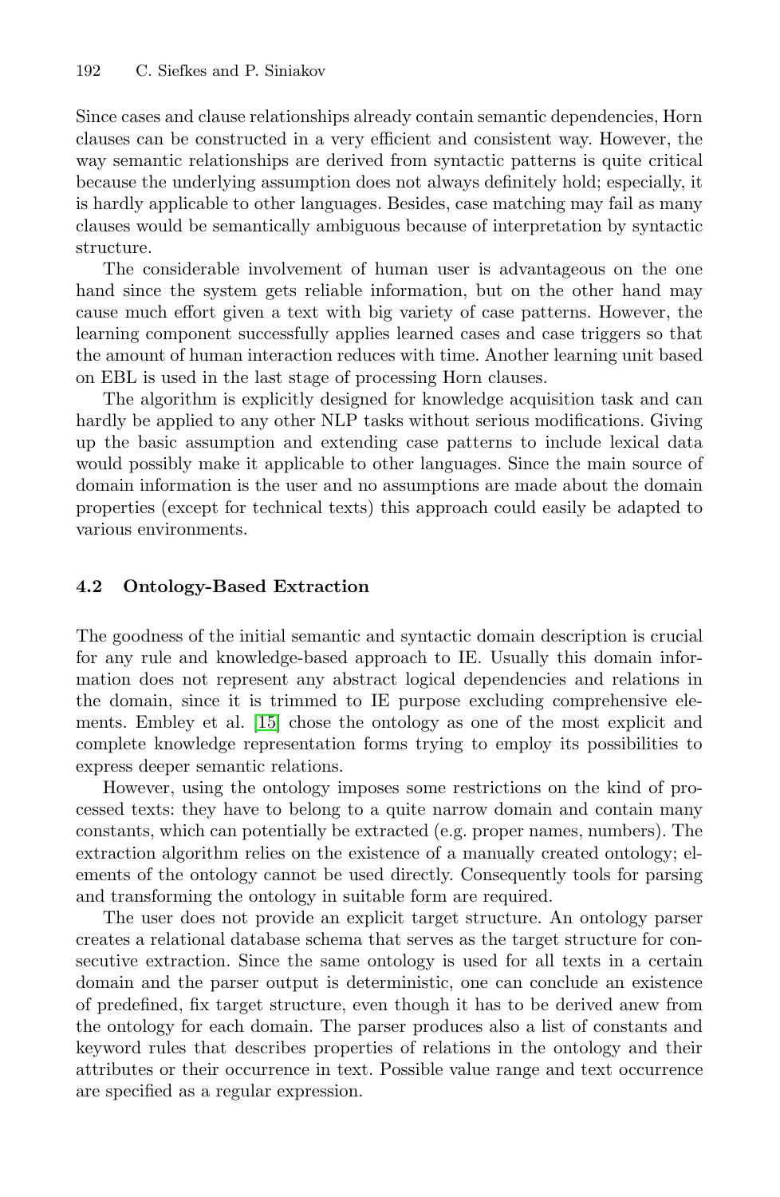Since cases and clause relationships already contain semantic dependencies, Horn clauses can be constructed in a very efficient and consistent way. However, the way semantic relationships are derived from syntactic patterns is quite critical because the underlying assumption does not always definitely hold; especially, it is hardly applicable to other languages. Besides, case matching may fail as many clauses would be semantically ambiguous because of interpretation by syntactic structure.

The considerable involvement of human user is advantageous on the one hand since the system gets reliable information, but on the other hand may cause much effort given a text with big variety of case patterns. However, the learning component successfully applies learned cases and case triggers so that the amount of human interaction reduces with time. Another learning unit based on EBL is used in the last stage of processing Horn clauses.

The algorithm is explicitly designed for knowledge acquisition task and can hardly be applied to any other NLP tasks without serious modifications. Giving up the basic assumption and extending case patterns to include lexical data would possibly make it applicable to other languages. Since the main source of domain information is the user and no assumptions are made about the domain properties (except for technical texts) this approach could easily be adapted to various environments.

### 4.2 Ontology-Based Extraction

The goodness of the initial semantic and syntactic domain description is crucial for any rule and knowledge-based approach to IE. Usually this domain information does not represent any abstract logical dependencies and relations in the domain, since it is trimmed to IE purpose excluding comprehensive elements. Embley et al. [15] chose the ontology as one of the most explicit and complete knowledge representation forms trying to employ its possibilities to express deeper semantic relations.

However, using the ontology imposes some restrictions on the kind of processed texts: they have to belong to a quite narrow domain and contain many constants, which can potentially be extracted (e.g. proper names, numbers). The extraction algorithm relies on the existence of a manually created ontology; elements of the ontology cannot be used directly. Consequently tools for parsing and transforming the ontology in suitable form are required.

The user does not provide an explicit target structure. An ontology parser creates a relational database schema that serves as the target structure for consecutive extraction. Since the same ontology is used for all texts in a certain domain and the parser output is deterministic, one can conclude an existence of predefined, fix target structure, even though it has to be derived anew from the ontology for each domain. The parser produces also a list of constants and keyword rules that describes properties of relations in the ontology and their attributes or their occurrence in text. Possible value range and text occurrence are specified as a regular expression.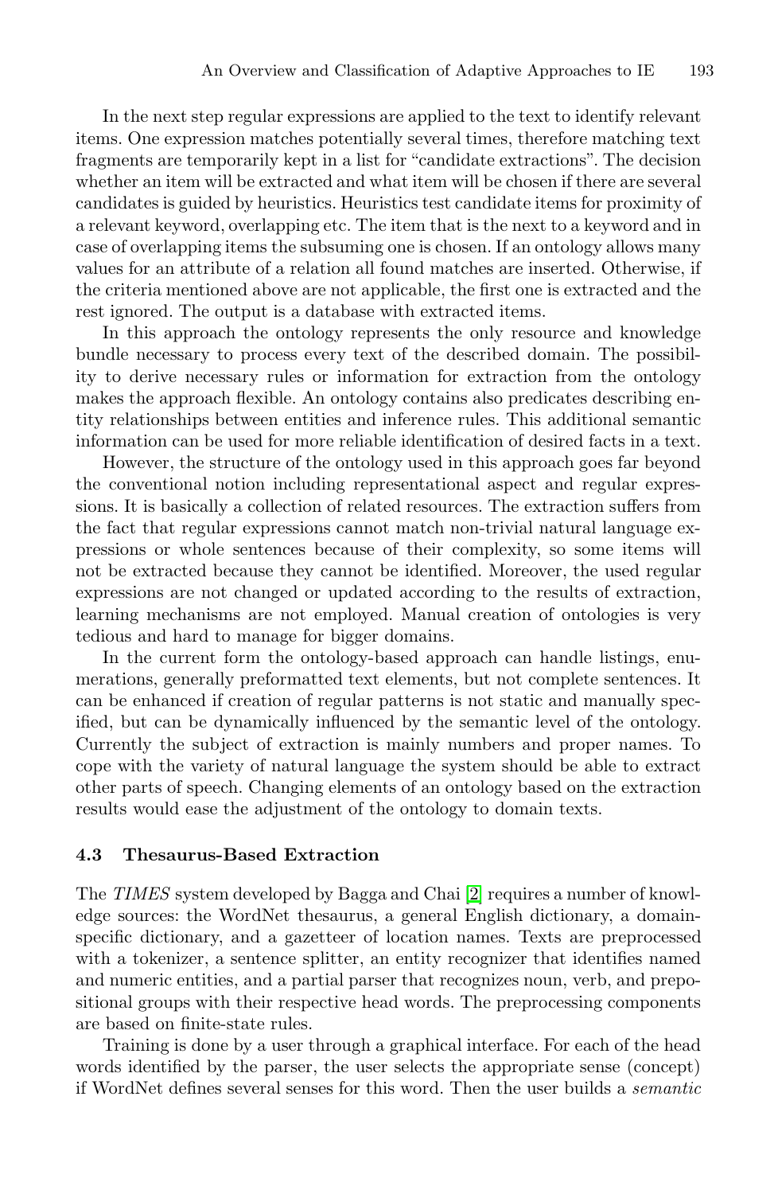In the next step regular expressions are applied to the text to identify relevant items. One expression matches potentially several times, therefore matching text fragments are temporarily kept in a list for "candidate extractions". The decision whether an item will be extracted and what item will be chosen if there are several candidates is guided by heuristics. Heuristics test candidate items for proximity of a relevant keyword, overlapping etc. The item that is the next to a keyword and in case of overlapping items the subsuming one is chosen. If an ontology allows many values for an attribute of a relation all found matches are inserted. Otherwise, if the criteria mentioned above are not applicable, the first one is extracted and the rest ignored. The output is a database with extracted items.

In this approach the ontology represents the only resource and knowledge bundle necessary to process every text of the described domain. The possibility to derive necessary rules or information for extraction from the ontology makes the approach flexible. An ontology contains also predicates describing entity relationships between entities and inference rules. This additional semantic information can be used for more reliable identification of desired facts in a text.

However, the structure of the ontology used in this approach goes far beyond the conventional notion including representational aspect and regular expressions. It is basically a collection of related resources. The extraction suffers from the fact that regular expressions cannot match non-trivial natural language expressions or whole sentences because of their complexity, so some items will not be extracted because they cannot be identified. Moreover, the used regular expressions are not changed or updated according to the results of extraction, learning mechanisms are not employed. Manual creation of ontologies is very tedious and hard to manage for bigger domains.

In the current form the ontology-based approach can handle listings, enumerations, generally preformatted text elements, but not complete sentences. It can be enhanced if creation of regular patterns is not static and manually specified, but can be dynamically influenced by the semantic level of the ontology. Currently the subject of extraction is mainly numbers and proper names. To cope with the variety of natural language the system should be able to extract other parts of speech. Changing elements of an ontology based on the extraction results would ease the adjustment of the ontology to domain texts.

### 4.3 Thesaurus-Based Extraction

The *TIMES* system developed by Bagga and Chai [2] requires a number of knowledge sources: the WordNet thesaurus, a general English dictionary, a domain-specific dictionary, and a gazetteer of location names. Texts are preprocessed with a tokenizer, a sentence splitter, an entity recognizer that identifies named and numeric entities, and a partial parser that recognizes noun, verb, and prepositional groups with their respective head words. The preprocessing components are based on finite-state rules.

Training is done by a user through a graphical interface. For each of the head words identified by the parser, the user selects the appropriate sense (concept) if WordNet defines several senses for this word. Then the user builds a *semantic*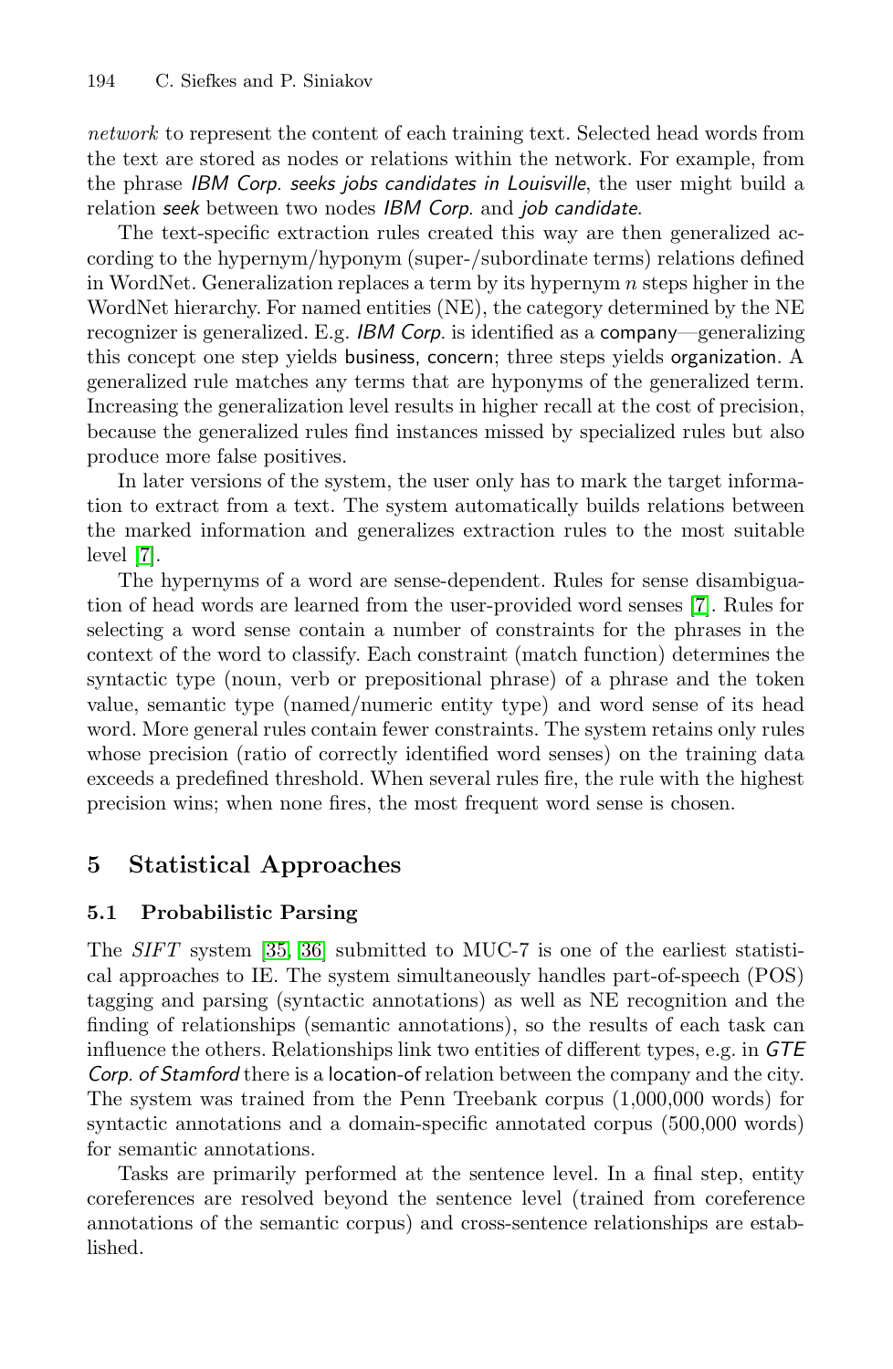*network* to represent the content of each training text. Selected head words from the text are stored as nodes or relations within the network. For example, from the phrase *IBM Corp. seeks jobs candidates in Louisville*, the user might build a relation *seek* between two nodes *IBM Corp.* and *job candidate*.

The text-specific extraction rules created this way are then generalized according to the hypernym/hyponym (super-/subordinate terms) relations defined in WordNet. Generalization replaces a term by its hypernym $n$ steps higher in the WordNet hierarchy. For named entities (NE), the category determined by the NE recognizer is generalized. E.g. *IBM Corp.* is identified as a company—generalizing this concept one step yields business, concern; three steps yields organization. A generalized rule matches any terms that are hyponyms of the generalized term. Increasing the generalization level results in higher recall at the cost of precision, because the generalized rules find instances missed by specialized rules but also produce more false positives.

In later versions of the system, the user only has to mark the target information to extract from a text. The system automatically builds relations between the marked information and generalizes extraction rules to the most suitable level [7].

The hypernyms of a word are sense-dependent. Rules for sense disambiguation of head words are learned from the user-provided word senses [7]. Rules for selecting a word sense contain a number of constraints for the phrases in the context of the word to classify. Each constraint (match function) determines the syntactic type (noun, verb or prepositional phrase) of a phrase and the token value, semantic type (named/numeric entity type) and word sense of its head word. More general rules contain fewer constraints. The system retains only rules whose precision (ratio of correctly identified word senses) on the training data exceeds a predefined threshold. When several rules fire, the rule with the highest precision wins; when none fires, the most frequent word sense is chosen.

## 5 Statistical Approaches

### 5.1 Probabilistic Parsing

The *SIFT* system [35, 36] submitted to MUC-7 is one of the earliest statistical approaches to IE. The system simultaneously handles part-of-speech (POS) tagging and parsing (syntactic annotations) as well as NE recognition and the finding of relationships (semantic annotations), so the results of each task can influence the others. Relationships link two entities of different types, e.g. in *GTE Corp. of Stamford* there is a location-of relation between the company and the city. The system was trained from the Penn Treebank corpus (1,000,000 words) for syntactic annotations and a domain-specific annotated corpus (500,000 words) for semantic annotations.

Tasks are primarily performed at the sentence level. In a final step, entity coreferences are resolved beyond the sentence level (trained from coreference annotations of the semantic corpus) and cross-sentence relationships are established.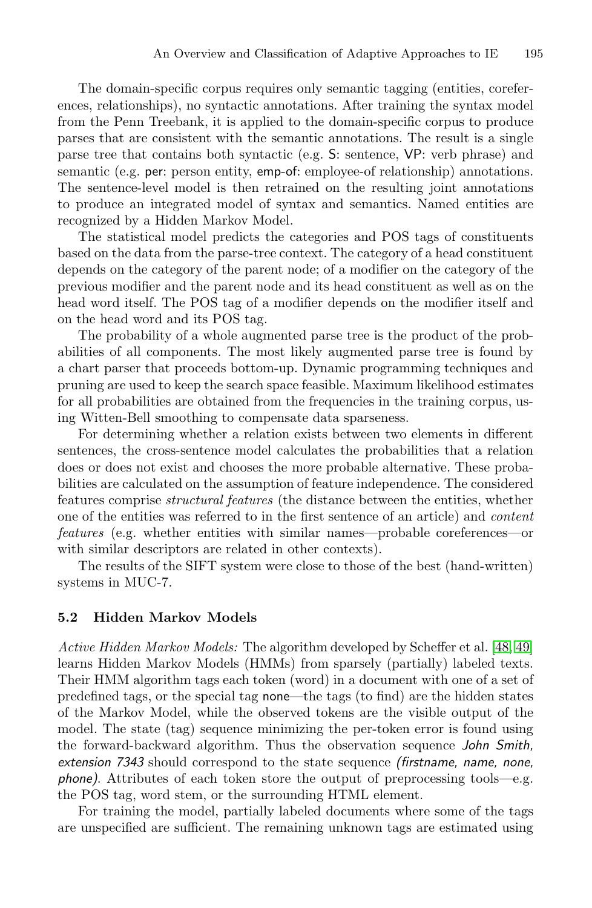The domain-specific corpus requires only semantic tagging (entities, coreferences, relationships), no syntactic annotations. After training the syntax model from the Penn Treebank, it is applied to the domain-specific corpus to produce parses that are consistent with the semantic annotations. The result is a single parse tree that contains both syntactic (e.g. S: sentence, VP: verb phrase) and semantic (e.g. per: person entity, emp-of: employee-of relationship) annotations. The sentence-level model is then retrained on the resulting joint annotations to produce an integrated model of syntax and semantics. Named entities are recognized by a Hidden Markov Model.

The statistical model predicts the categories and POS tags of constituents based on the data from the parse-tree context. The category of a head constituent depends on the category of the parent node; of a modifier on the category of the previous modifier and the parent node and its head constituent as well as on the head word itself. The POS tag of a modifier depends on the modifier itself and on the head word and its POS tag.

The probability of a whole augmented parse tree is the product of the probabilities of all components. The most likely augmented parse tree is found by a chart parser that proceeds bottom-up. Dynamic programming techniques and pruning are used to keep the search space feasible. Maximum likelihood estimates for all probabilities are obtained from the frequencies in the training corpus, using Witten-Bell smoothing to compensate data sparseness.

For determining whether a relation exists between two elements in different sentences, the cross-sentence model calculates the probabilities that a relation does or does not exist and chooses the more probable alternative. These probabilities are calculated on the assumption of feature independence. The considered features comprise *structural features* (the distance between the entities, whether one of the entities was referred to in the first sentence of an article) and *content features* (e.g. whether entities with similar names—probable coreferences—or with similar descriptors are related in other contexts).

The results of the SIFT system were close to those of the best (hand-written) systems in MUC-7.

### 5.2 Hidden Markov Models

*Active Hidden Markov Models:* The algorithm developed by Scheffer et al. [48, 49] learns Hidden Markov Models (HMMs) from sparsely (partially) labeled texts. Their HMM algorithm tags each token (word) in a document with one of a set of predefined tags, or the special tag none—the tags (to find) are the hidden states of the Markov Model, while the observed tokens are the visible output of the model. The state (tag) sequence minimizing the per-token error is found using the forward-backward algorithm. Thus the observation sequence *John Smith, extension 7343* should correspond to the state sequence *(firstname, name, none, phone)*. Attributes of each token store the output of preprocessing tools—e.g. the POS tag, word stem, or the surrounding HTML element.

For training the model, partially labeled documents where some of the tags are unspecified are sufficient. The remaining unknown tags are estimated using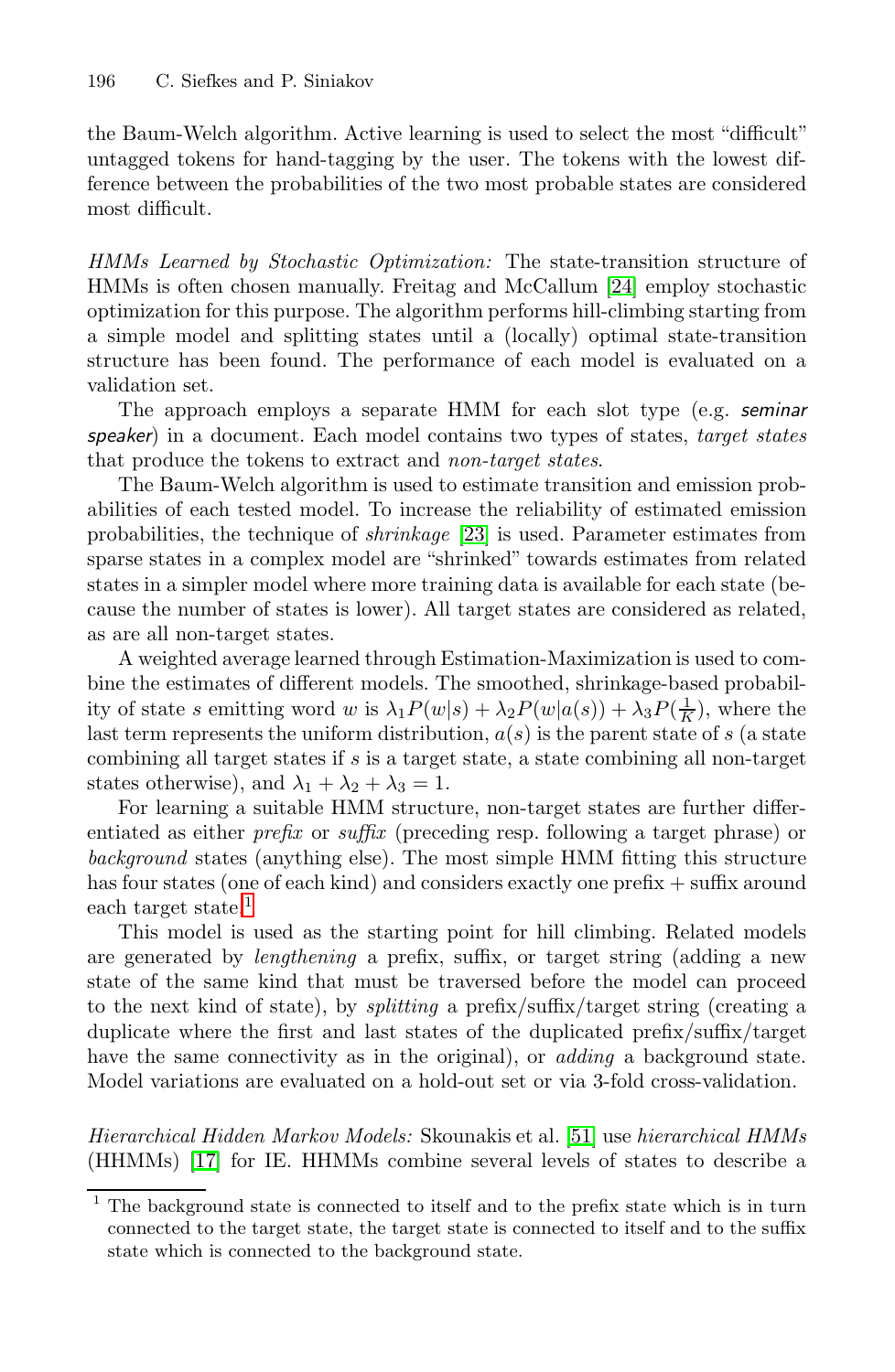the Baum-Welch algorithm. Active learning is used to select the most “difficult” untagged tokens for hand-tagging by the user. The tokens with the lowest difference between the probabilities of the two most probable states are considered most difficult.

*HMMs Learned by Stochastic Optimization:* The state-transition structure of HMMs is often chosen manually. Freitag and McCallum [24] employ stochastic optimization for this purpose. The algorithm performs hill-climbing starting from a simple model and splitting states until a (locally) optimal state-transition structure has been found. The performance of each model is evaluated on a validation set.

The approach employs a separate HMM for each slot type (e.g. *seminar speaker*) in a document. Each model contains two types of states, *target states* that produce the tokens to extract and *non-target states*.

The Baum-Welch algorithm is used to estimate transition and emission probabilities of each tested model. To increase the reliability of estimated emission probabilities, the technique of *shrinkage* [23] is used. Parameter estimates from sparse states in a complex model are “shrinked” towards estimates from related states in a simpler model where more training data is available for each state (because the number of states is lower). All target states are considered as related, as are all non-target states.

A weighted average learned through Estimation-Maximization is used to combine the estimates of different models. The smoothed, shrinkage-based probability of state $s$ emitting word $w$ is $\lambda_1 P(w|s) + \lambda_2 P(w|a(s)) + \lambda_3 P(\frac{1}{K})$, where the last term represents the uniform distribution, $a(s)$ is the parent state of $s$ (a state combining all target states if $s$ is a target state, a state combining all non-target states otherwise), and $\lambda_1 + \lambda_2 + \lambda_3 = 1$.

For learning a suitable HMM structure, non-target states are further differentiated as either *prefix* or *suffix* (preceding resp. following a target phrase) or *background* states (anything else). The most simple HMM fitting this structure has four states (one of each kind) and considers exactly one prefix + suffix around each target state.[1]

This model is used as the starting point for hill climbing. Related models are generated by *lengthening* a prefix, suffix, or target string (adding a new state of the same kind that must be traversed before the model can proceed to the next kind of state), by *splitting* a prefix/suffix/target string (creating a duplicate where the first and last states of the duplicated prefix/suffix/target have the same connectivity as in the original), or *adding* a background state. Model variations are evaluated on a hold-out set or via 3-fold cross-validation.

*Hierarchical Hidden Markov Models:* Skounakis et al. [51] use *hierarchical HMMs* (HHMMs) [17] for IE. HHMMs combine several levels of states to describe a

[1] The background state is connected to itself and to the prefix state which is in turn connected to the target state, the target state is connected to itself and to the suffix state which is connected to the background state.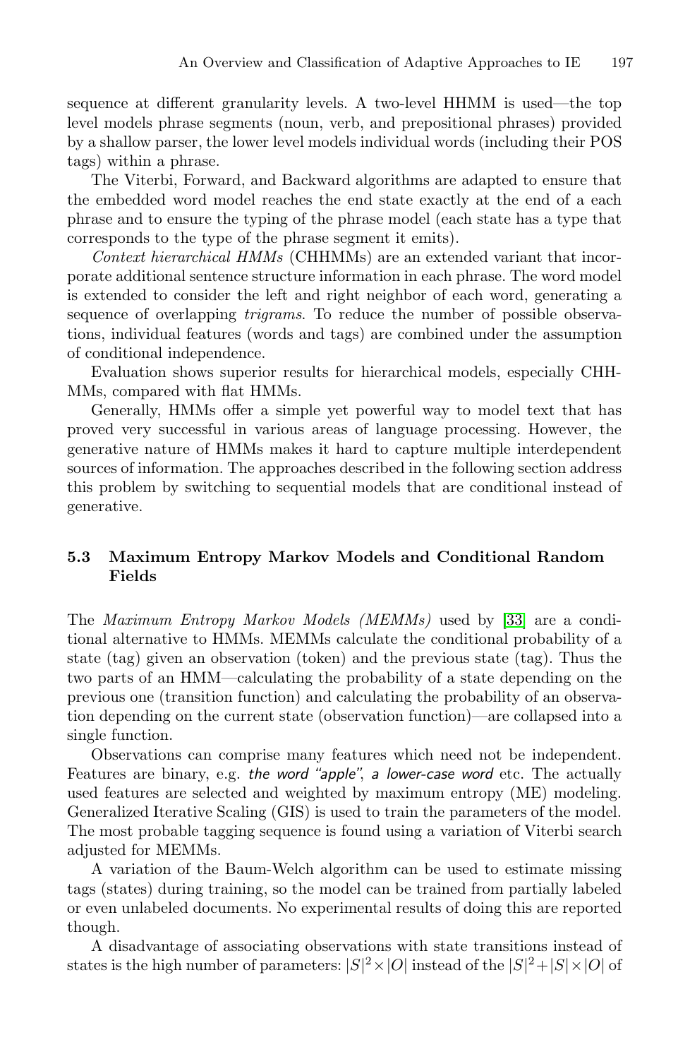sequence at different granularity levels. A two-level HHMM is used—the top level models phrase segments (noun, verb, and prepositional phrases) provided by a shallow parser, the lower level models individual words (including their POS tags) within a phrase.

The Viterbi, Forward, and Backward algorithms are adapted to ensure that the embedded word model reaches the end state exactly at the end of a each phrase and to ensure the typing of the phrase model (each state has a type that corresponds to the type of the phrase segment it emits).

*Context hierarchical HMMs* (CHHMMs) are an extended variant that incorporate additional sentence structure information in each phrase. The word model is extended to consider the left and right neighbor of each word, generating a sequence of overlapping *trigrams*. To reduce the number of possible observations, individual features (words and tags) are combined under the assumption of conditional independence.

Evaluation shows superior results for hierarchical models, especially CHHMMs, compared with flat HMMs.

Generally, HMMs offer a simple yet powerful way to model text that has proved very successful in various areas of language processing. However, the generative nature of HMMs makes it hard to capture multiple interdependent sources of information. The approaches described in the following section address this problem by switching to sequential models that are conditional instead of generative.

### 5.3 Maximum Entropy Markov Models and Conditional Random Fields

The *Maximum Entropy Markov Models (MEMMs)* used by [33] are a conditional alternative to HMMs. MEMMs calculate the conditional probability of a state (tag) given an observation (token) and the previous state (tag). Thus the two parts of an HMM—calculating the probability of a state depending on the previous one (transition function) and calculating the probability of an observation depending on the current state (observation function)—are collapsed into a single function.

Observations can comprise many features which need not be independent. Features are binary, e.g. *the word "apple", a lower-case word* etc. The actually used features are selected and weighted by maximum entropy (ME) modeling. Generalized Iterative Scaling (GIS) is used to train the parameters of the model. The most probable tagging sequence is found using a variation of Viterbi search adjusted for MEMMs.

A variation of the Baum-Welch algorithm can be used to estimate missing tags (states) during training, so the model can be trained from partially labeled or even unlabeled documents. No experimental results of doing this are reported though.

A disadvantage of associating observations with state transitions instead of states is the high number of parameters: $|S|^2 \times |O|$ instead of the $|S|^2 + |S| \times |O|$ of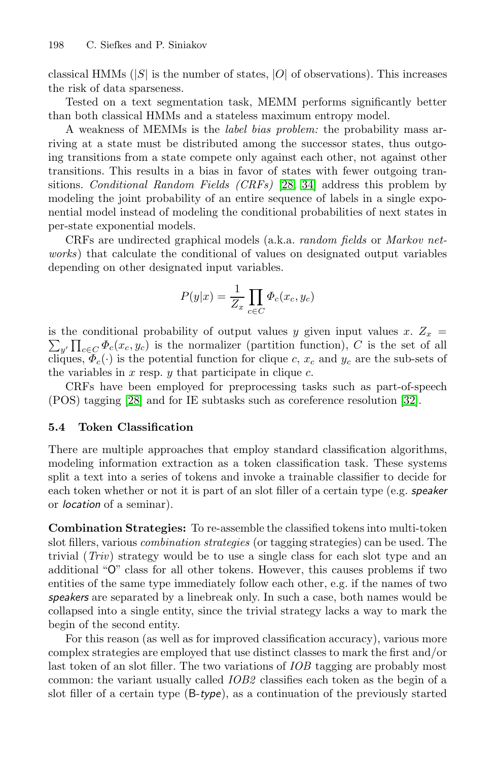classical HMMs ($|S|$ is the number of states, $|O|$ of observations). This increases the risk of data sparseness.

Tested on a text segmentation task, MEMM performs significantly better than both classical HMMs and a stateless maximum entropy model.

A weakness of MEMMs is the *label bias problem:* the probability mass arriving at a state must be distributed among the successor states, thus outgoing transitions from a state compete only against each other, not against other transitions. This results in a bias in favor of states with fewer outgoing transitions. *Conditional Random Fields (CRFs)* [28, 34] address this problem by modeling the joint probability of an entire sequence of labels in a single exponential model instead of modeling the conditional probabilities of next states in per-state exponential models.

CRFs are undirected graphical models (a.k.a. *random fields* or *Markov networks*) that calculate the conditional of values on designated output variables depending on other designated input variables.

$$P(y|x) = \frac{1}{Z_x} \prod_{c \in C} \Phi_c(x_c, y_c)$$

is the conditional probability of output values $y$ given input values $x$. $Z_x = \sum_{y'} \prod_{c \in C} \Phi_c(x_c, y_c)$ is the normalizer (partition function), $C$ is the set of all cliques, $\Phi_c(\cdot)$ is the potential function for clique $c$, $x_c$ and $y_c$ are the sub-sets of the variables in $x$ resp. $y$ that participate in clique $c$.

CRFs have been employed for preprocessing tasks such as part-of-speech (POS) tagging [28] and for IE subtasks such as coreference resolution [32].

### 5.4 Token Classification

There are multiple approaches that employ standard classification algorithms, modeling information extraction as a token classification task. These systems split a text into a series of tokens and invoke a trainable classifier to decide for each token whether or not it is part of an slot filler of a certain type (e.g. *speaker* or *location* of a seminar).

**Combination Strategies:** To re-assemble the classified tokens into multi-token slot fillers, various *combination strategies* (or tagging strategies) can be used. The trivial (*Triv*) strategy would be to use a single class for each slot type and an additional "O" class for all other tokens. However, this causes problems if two entities of the same type immediately follow each other, e.g. if the names of two *speakers* are separated by a linebreak only. In such a case, both names would be collapsed into a single entity, since the trivial strategy lacks a way to mark the begin of the second entity.

For this reason (as well as for improved classification accuracy), various more complex strategies are employed that use distinct classes to mark the first and/or last token of an slot filler. The two variations of *IOB* tagging are probably most common: the variant usually called *IOB2* classifies each token as the begin of a slot filler of a certain type (B-*type*), as a continuation of the previously started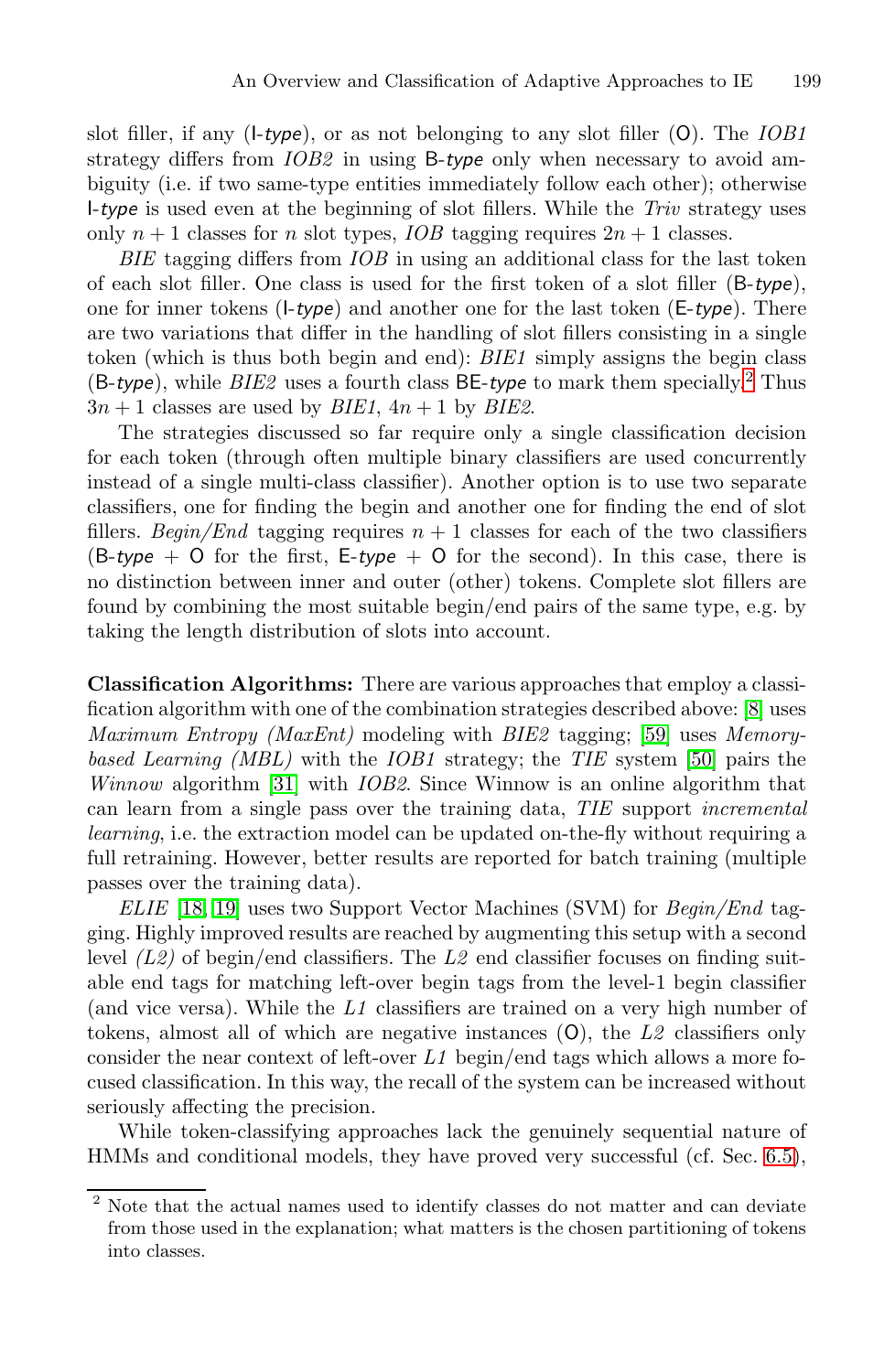slot filler, if any (I-*type*), or as not belonging to any slot filler (O). The *IOB1* strategy differs from *IOB2* in using B-*type* only when necessary to avoid ambiguity (i.e. if two same-type entities immediately follow each other); otherwise I-*type* is used even at the beginning of slot fillers. While the *Triv* strategy uses only $n + 1$ classes for $n$ slot types, *IOB* tagging requires $2n + 1$ classes.

*BIE* tagging differs from *IOB* in using an additional class for the last token of each slot filler. One class is used for the first token of a slot filler (B-*type*), one for inner tokens (I-*type*) and another one for the last token (E-*type*). There are two variations that differ in the handling of slot fillers consisting in a single token (which is thus both begin and end): *BIE1* simply assigns the begin class (B-*type*), while *BIE2* uses a fourth class BE-*type* to mark them specially.[2] Thus $3n + 1$ classes are used by *BIE1*, $4n + 1$ by *BIE2*.

The strategies discussed so far require only a single classification decision for each token (through often multiple binary classifiers are used concurrently instead of a single multi-class classifier). Another option is to use two separate classifiers, one for finding the begin and another one for finding the end of slot fillers. *Begin/End* tagging requires $n + 1$ classes for each of the two classifiers (B-*type* + O for the first, E-*type* + O for the second). In this case, there is no distinction between inner and outer (other) tokens. Complete slot fillers are found by combining the most suitable begin/end pairs of the same type, e.g. by taking the length distribution of slots into account.

**Classification Algorithms:** There are various approaches that employ a classification algorithm with one of the combination strategies described above: [8] uses *Maximum Entropy (MaxEnt)* modeling with *BIE2* tagging; [59] uses *Memory-based Learning (MBL)* with the *IOB1* strategy; the *TIE* system [50] pairs the *Winnow* algorithm [31] with *IOB2*. Since Winnow is an online algorithm that can learn from a single pass over the training data, *TIE* support *incremental learning*, i.e. the extraction model can be updated on-the-fly without requiring a full retraining. However, better results are reported for batch training (multiple passes over the training data).

*ELIE* [18, 19] uses two Support Vector Machines (SVM) for *Begin/End* tagging. Highly improved results are reached by augmenting this setup with a second level *(L2)* of begin/end classifiers. The *L2* end classifier focuses on finding suitable end tags for matching left-over begin tags from the level-1 begin classifier (and vice versa). While the *L1* classifiers are trained on a very high number of tokens, almost all of which are negative instances (O), the *L2* classifiers only consider the near context of left-over *L1* begin/end tags which allows a more focused classification. In this way, the recall of the system can be increased without seriously affecting the precision.

While token-classifying approaches lack the genuinely sequential nature of HMMs and conditional models, they have proved very successful (cf. Sec. 6.5),

[2] Note that the actual names used to identify classes do not matter and can deviate from those used in the explanation; what matters is the chosen partitioning of tokens into classes.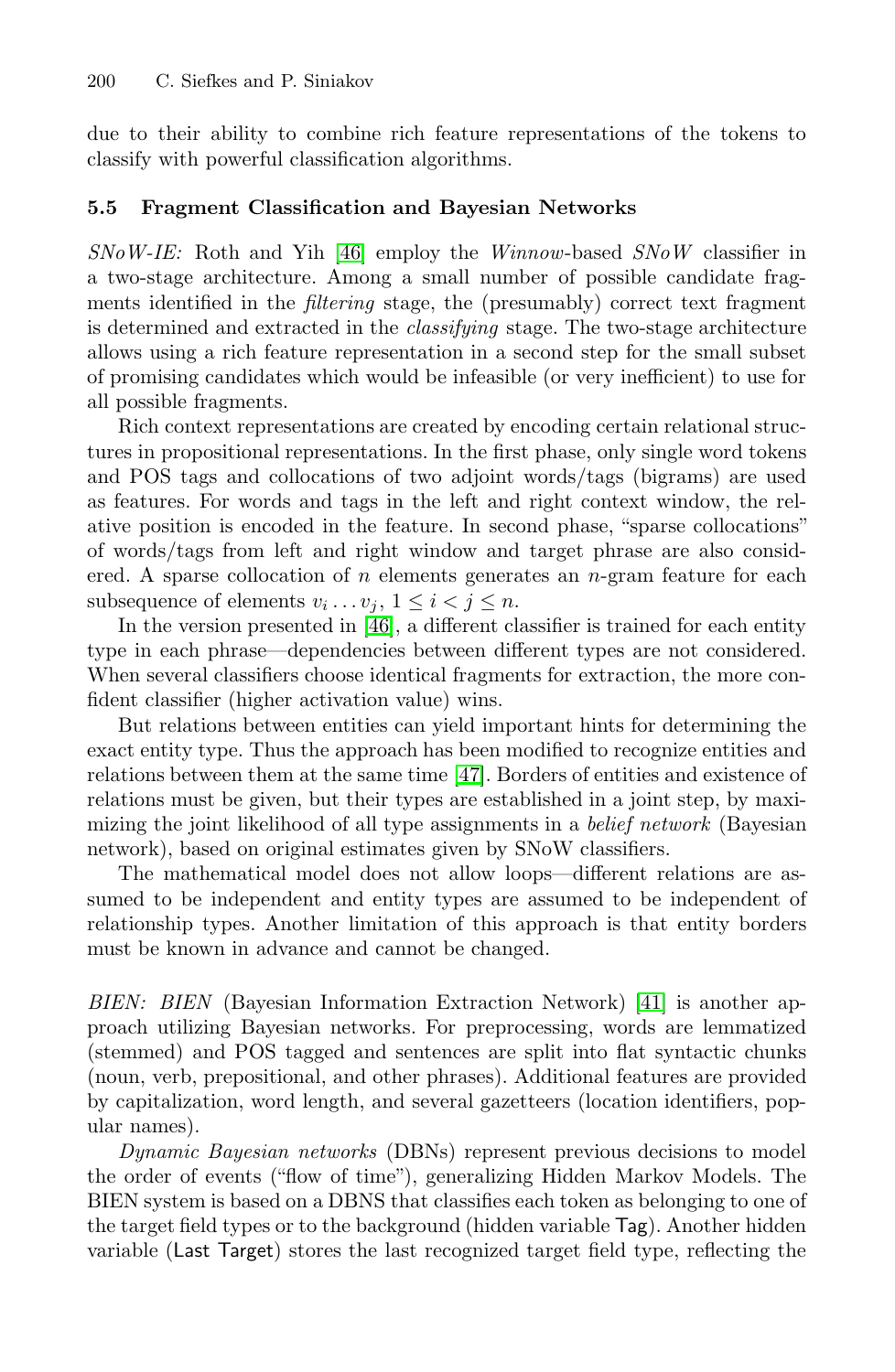due to their ability to combine rich feature representations of the tokens to classify with powerful classification algorithms.

### 5.5 Fragment Classification and Bayesian Networks

*SNoW-IE:* Roth and Yih [46] employ the *Winnow*-based *SNoW* classifier in a two-stage architecture. Among a small number of possible candidate fragments identified in the *filtering* stage, the (presumably) correct text fragment is determined and extracted in the *classifying* stage. The two-stage architecture allows using a rich feature representation in a second step for the small subset of promising candidates which would be infeasible (or very inefficient) to use for all possible fragments.

Rich context representations are created by encoding certain relational structures in propositional representations. In the first phase, only single word tokens and POS tags and collocations of two adjoint words/tags (bigrams) are used as features. For words and tags in the left and right context window, the relative position is encoded in the feature. In second phase, "sparse collocations" of words/tags from left and right window and target phrase are also considered. A sparse collocation of $n$ elements generates an $n$-gram feature for each subsequence of elements $v_i \dots v_j$, $1 \leq i < j \leq n$.

In the version presented in [46], a different classifier is trained for each entity type in each phrase—dependencies between different types are not considered. When several classifiers choose identical fragments for extraction, the more confident classifier (higher activation value) wins.

But relations between entities can yield important hints for determining the exact entity type. Thus the approach has been modified to recognize entities and relations between them at the same time [47]. Borders of entities and existence of relations must be given, but their types are established in a joint step, by maximizing the joint likelihood of all type assignments in a *belief network* (Bayesian network), based on original estimates given by SNoW classifiers.

The mathematical model does not allow loops—different relations are assumed to be independent and entity types are assumed to be independent of relationship types. Another limitation of this approach is that entity borders must be known in advance and cannot be changed.

*BIEN: BIEN* (Bayesian Information Extraction Network) [41] is another approach utilizing Bayesian networks. For preprocessing, words are lemmatized (stemmed) and POS tagged and sentences are split into flat syntactic chunks (noun, verb, prepositional, and other phrases). Additional features are provided by capitalization, word length, and several gazetteers (location identifiers, popular names).

*Dynamic Bayesian networks* (DBNs) represent previous decisions to model the order of events ("flow of time"), generalizing Hidden Markov Models. The BIEN system is based on a DBNS that classifies each token as belonging to one of the target field types or to the background (hidden variable Tag). Another hidden variable (Last Target) stores the last recognized target field type, reflecting the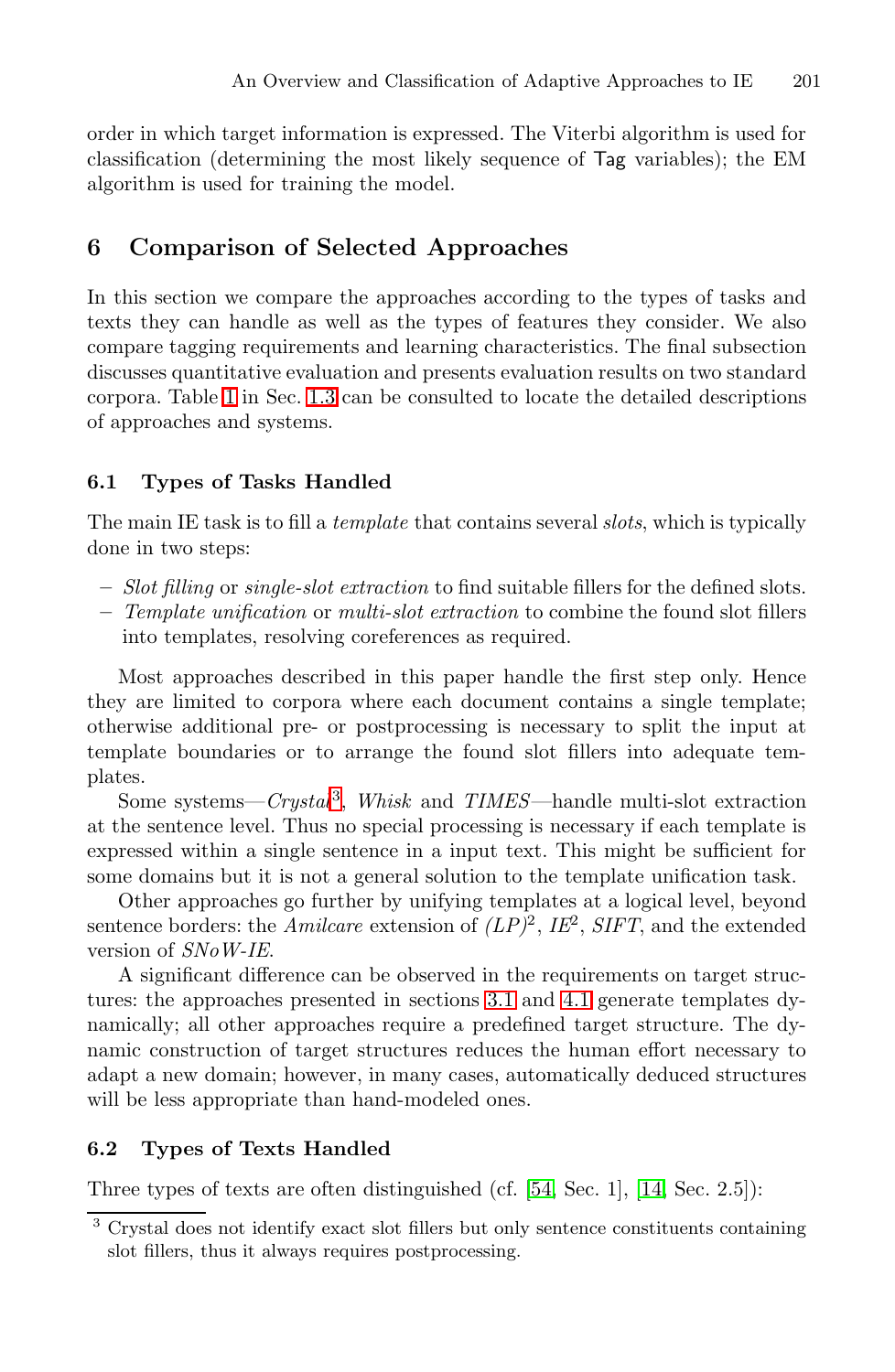order in which target information is expressed. The Viterbi algorithm is used for classification (determining the most likely sequence of `Tag` variables); the EM algorithm is used for training the model.

## 6 Comparison of Selected Approaches

In this section we compare the approaches according to the types of tasks and texts they can handle as well as the types of features they consider. We also compare tagging requirements and learning characteristics. The final subsection discusses quantitative evaluation and presents evaluation results on two standard corpora. Table 1 in Sec. 1.3 can be consulted to locate the detailed descriptions of approaches and systems.

### 6.1 Types of Tasks Handled

The main IE task is to fill a *template* that contains several *slots*, which is typically done in two steps:

- *Slot filling* or *single-slot extraction* to find suitable fillers for the defined slots.
- *Template unification* or *multi-slot extraction* to combine the found slot fillers into templates, resolving coreferences as required.

Most approaches described in this paper handle the first step only. Hence they are limited to corpora where each document contains a single template; otherwise additional pre- or postprocessing is necessary to split the input at template boundaries or to arrange the found slot fillers into adequate templates.

Some systems—*Crystal*[3], *Whisk* and *TIMES*—handle multi-slot extraction at the sentence level. Thus no special processing is necessary if each template is expressed within a single sentence in a input text. This might be sufficient for some domains but it is not a general solution to the template unification task.

Other approaches go further by unifying templates at a logical level, beyond sentence borders: the *Amilcare* extension of *(LP)*$^2$, *IE*$^2$, *SIFT*, and the extended version of *SNoW-IE*.

A significant difference can be observed in the requirements on target structures: the approaches presented in sections 3.1 and 4.1 generate templates dynamically; all other approaches require a predefined target structure. The dynamic construction of target structures reduces the human effort necessary to adapt a new domain; however, in many cases, automatically deduced structures will be less appropriate than hand-modeled ones.

### 6.2 Types of Texts Handled

Three types of texts are often distinguished (cf. [54, Sec. 1], [14, Sec. 2.5]):

[3] Crystal does not identify exact slot fillers but only sentence constituents containing slot fillers, thus it always requires postprocessing.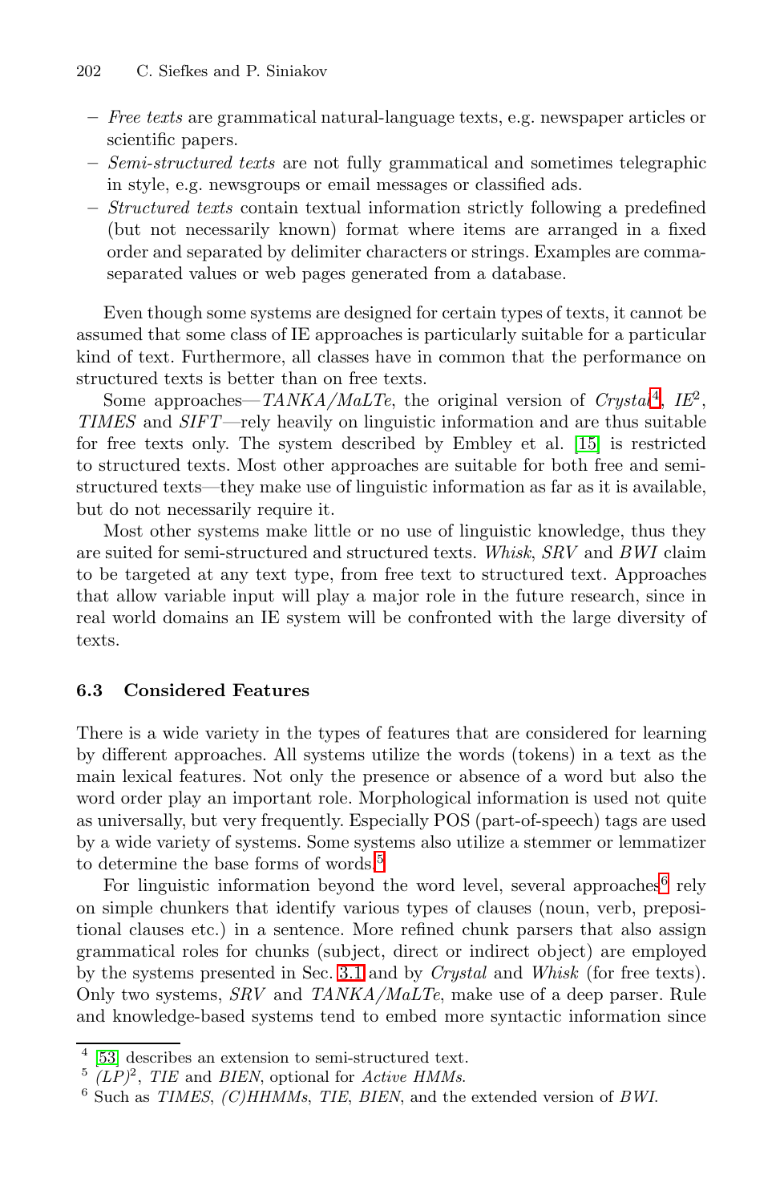- *Free texts* are grammatical natural-language texts, e.g. newspaper articles or scientific papers.
- *Semi-structured texts* are not fully grammatical and sometimes telegraphic in style, e.g. newsgroups or email messages or classified ads.
- *Structured texts* contain textual information strictly following a predefined (but not necessarily known) format where items are arranged in a fixed order and separated by delimiter characters or strings. Examples are comma-separated values or web pages generated from a database.

Even though some systems are designed for certain types of texts, it cannot be assumed that some class of IE approaches is particularly suitable for a particular kind of text. Furthermore, all classes have in common that the performance on structured texts is better than on free texts.

Some approaches—*TANKA/MaLTe*, the original version of *Crystal*[4], *IE*$^2$, *TIMES* and *SIFT*—rely heavily on linguistic information and are thus suitable for free texts only. The system described by Embley et al. [15] is restricted to structured texts. Most other approaches are suitable for both free and semi-structured texts—they make use of linguistic information as far as it is available, but do not necessarily require it.

Most other systems make little or no use of linguistic knowledge, thus they are suited for semi-structured and structured texts. *Whisk*, *SRV* and *BWI* claim to be targeted at any text type, from free text to structured text. Approaches that allow variable input will play a major role in the future research, since in real world domains an IE system will be confronted with the large diversity of texts.

### 6.3 Considered Features

There is a wide variety in the types of features that are considered for learning by different approaches. All systems utilize the words (tokens) in a text as the main lexical features. Not only the presence or absence of a word but also the word order play an important role. Morphological information is used not quite as universally, but very frequently. Especially POS (part-of-speech) tags are used by a wide variety of systems. Some systems also utilize a stemmer or lemmatizer to determine the base forms of words.[5]

For linguistic information beyond the word level, several approaches[6] rely on simple chunkers that identify various types of clauses (noun, verb, prepositional clauses etc.) in a sentence. More refined chunk parsers that also assign grammatical roles for chunks (subject, direct or indirect object) are employed by the systems presented in Sec. 3.1 and by *Crystal* and *Whisk* (for free texts). Only two systems, *SRV* and *TANKA/MaLTe*, make use of a deep parser. Rule and knowledge-based systems tend to embed more syntactic information since

[4] [53] describes an extension to semi-structured text.

[5] *(LP)*$^2$, *TIE* and *BIEN*, optional for *Active HMMs*.

[6] Such as *TIMES*, *(C)HHMMs*, *TIE*, *BIEN*, and the extended version of *BWI*.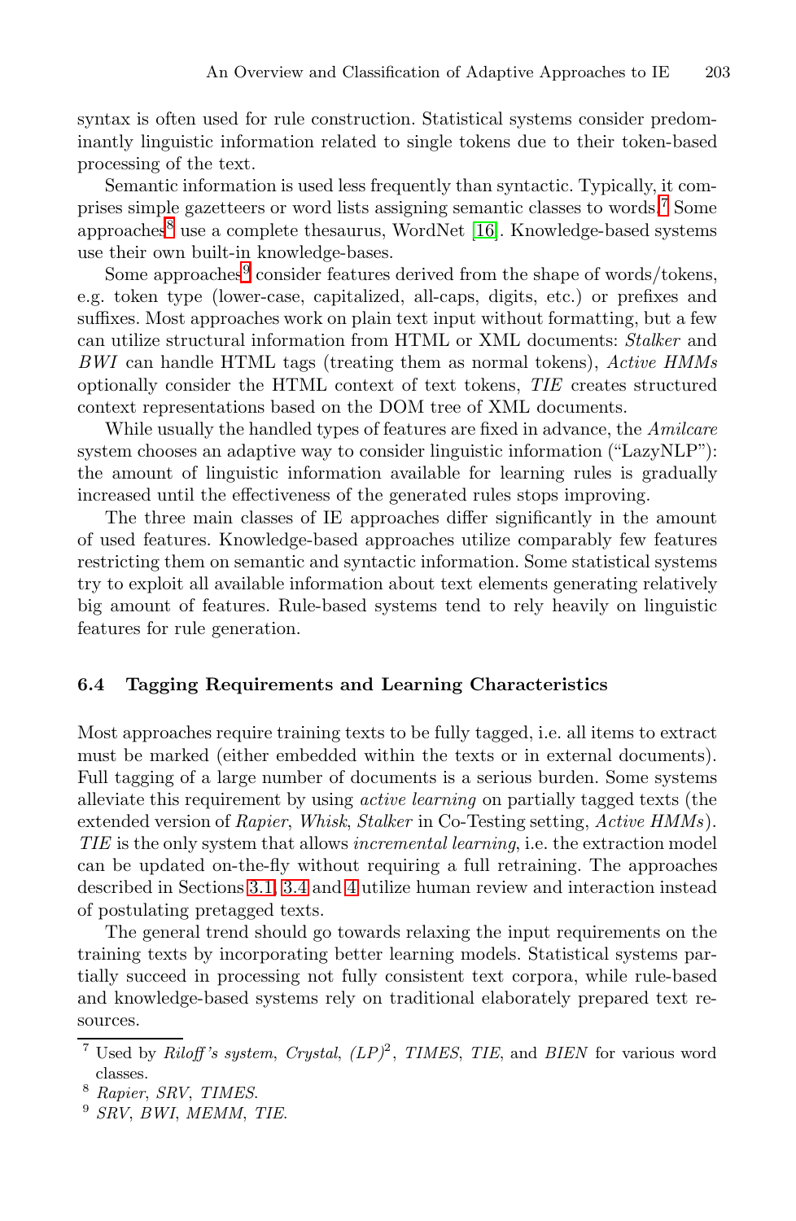syntax is often used for rule construction. Statistical systems consider predominantly linguistic information related to single tokens due to their token-based processing of the text.

Semantic information is used less frequently than syntactic. Typically, it comprises simple gazetteers or word lists assigning semantic classes to words.[7] Some approaches[8] use a complete thesaurus, WordNet [16]. Knowledge-based systems use their own built-in knowledge-bases.

Some approaches[9] consider features derived from the shape of words/tokens, e.g. token type (lower-case, capitalized, all-caps, digits, etc.) or prefixes and suffixes. Most approaches work on plain text input without formatting, but a few can utilize structural information from HTML or XML documents: *Stalker* and *BWI* can handle HTML tags (treating them as normal tokens), *Active HMMs* optionally consider the HTML context of text tokens, *TIE* creates structured context representations based on the DOM tree of XML documents.

While usually the handled types of features are fixed in advance, the *Amilcare* system chooses an adaptive way to consider linguistic information ("LazyNLP"): the amount of linguistic information available for learning rules is gradually increased until the effectiveness of the generated rules stops improving.

The three main classes of IE approaches differ significantly in the amount of used features. Knowledge-based approaches utilize comparably few features restricting them on semantic and syntactic information. Some statistical systems try to exploit all available information about text elements generating relatively big amount of features. Rule-based systems tend to rely heavily on linguistic features for rule generation.

### 6.4 Tagging Requirements and Learning Characteristics

Most approaches require training texts to be fully tagged, i.e. all items to extract must be marked (either embedded within the texts or in external documents). Full tagging of a large number of documents is a serious burden. Some systems alleviate this requirement by using *active learning* on partially tagged texts (the extended version of *Rapier*, *Whisk*, *Stalker* in Co-Testing setting, *Active HMMs*). *TIE* is the only system that allows *incremental learning*, i.e. the extraction model can be updated on-the-fly without requiring a full retraining. The approaches described in Sections 3.1, 3.4 and 4 utilize human review and interaction instead of postulating pretagged texts.

The general trend should go towards relaxing the input requirements on the training texts by incorporating better learning models. Statistical systems partially succeed in processing not fully consistent text corpora, while rule-based and knowledge-based systems rely on traditional elaborately prepared text resources.

---

[7] Used by *Riloff's system*, *Crystal*, *(LP)*$^2$, *TIMES*, *TIE*, and *BIEN* for various word classes.

[8] *Rapier*, *SRV*, *TIMES*.

[9] *SRV*, *BWI*, *MEMM*, *TIE*.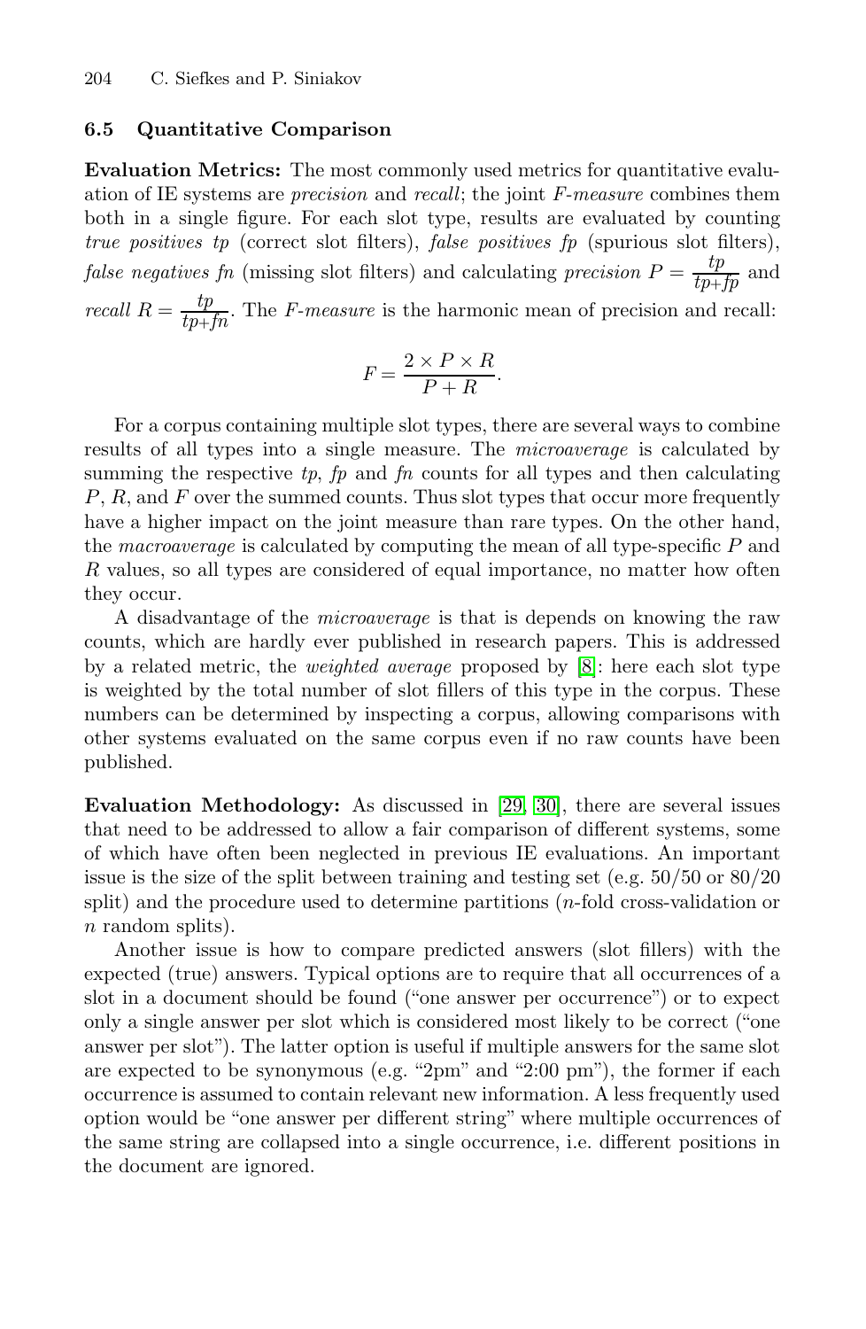### 6.5 Quantitative Comparison

**Evaluation Metrics:** The most commonly used metrics for quantitative evaluation of IE systems are *precision* and *recall*; the joint *F-measure* combines them both in a single figure. For each slot type, results are evaluated by counting *true positives tp* (correct slot filters), *false positives fp* (spurious slot filters), *false negatives fn* (missing slot filters) and calculating *precision* $P = \frac{tp}{tp+fp}$ and *recall* $R = \frac{tp}{tp+fn}$. The *F-measure* is the harmonic mean of precision and recall:

$$F = \frac{2 \times P \times R}{P + R}.$$

For a corpus containing multiple slot types, there are several ways to combine results of all types into a single measure. The *microaverage* is calculated by summing the respective *tp*, *fp* and *fn* counts for all types and then calculating $P$, $R$, and $F$ over the summed counts. Thus slot types that occur more frequently have a higher impact on the joint measure than rare types. On the other hand, the *macroaverage* is calculated by computing the mean of all type-specific $P$ and $R$ values, so all types are considered of equal importance, no matter how often they occur.

A disadvantage of the *microaverage* is that is depends on knowing the raw counts, which are hardly ever published in research papers. This is addressed by a related metric, the *weighted average* proposed by [8]: here each slot type is weighted by the total number of slot fillers of this type in the corpus. These numbers can be determined by inspecting a corpus, allowing comparisons with other systems evaluated on the same corpus even if no raw counts have been published.

**Evaluation Methodology:** As discussed in [29, 30], there are several issues that need to be addressed to allow a fair comparison of different systems, some of which have often been neglected in previous IE evaluations. An important issue is the size of the split between training and testing set (e.g. 50/50 or 80/20 split) and the procedure used to determine partitions ($n$-fold cross-validation or $n$ random splits).

Another issue is how to compare predicted answers (slot fillers) with the expected (true) answers. Typical options are to require that all occurrences of a slot in a document should be found ("one answer per occurrence") or to expect only a single answer per slot which is considered most likely to be correct ("one answer per slot"). The latter option is useful if multiple answers for the same slot are expected to be synonymous (e.g. "2pm" and "2:00 pm"), the former if each occurrence is assumed to contain relevant new information. A less frequently used option would be "one answer per different string" where multiple occurrences of the same string are collapsed into a single occurrence, i.e. different positions in the document are ignored.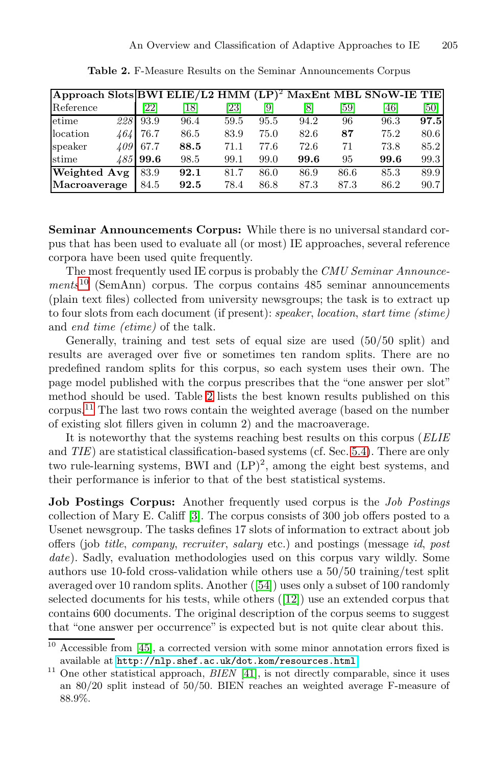**Table 2.** F-Measure Results on the Seminar Announcements Corpus

| **Approach** | **Slots** | **BWI** | **ELIE/L2** | **HMM** | **(LP)$^2$** | **MaxEnt** | **MBL** | **SNoW-IE** | **TIE** |
|---|---|---|---|---|---|---|---|---|---|
| Reference | | [22] | [18] | [23] | [9] | [8] | [59] | [46] | [50] |
| etime | *228* | 93.9 | 96.4 | 59.5 | 95.5 | 94.2 | 96 | 96.3 | **97.5** |
| location | *464* | 76.7 | 86.5 | 83.9 | 75.0 | 82.6 | **87** | 75.2 | 80.6 |
| speaker | *409* | 67.7 | **88.5** | 71.1 | 77.6 | 72.6 | 71 | 73.8 | 85.2 |
| stime | *485* | **99.6** | 98.5 | 99.1 | 99.0 | **99.6** | 95 | **99.6** | 99.3 |
| **Weighted Avg** | | 83.9 | **92.1** | 81.7 | 86.0 | 86.9 | 86.6 | 85.3 | 89.9 |
| **Macroaverage** | | 84.5 | **92.5** | 78.4 | 86.8 | 87.3 | 87.3 | 86.2 | 90.7 |

**Seminar Announcements Corpus:** While there is no universal standard corpus that has been used to evaluate all (or most) IE approaches, several reference corpora have been used quite frequently.

The most frequently used IE corpus is probably the *CMU Seminar Announcements*[10] (SemAnn) corpus. The corpus contains 485 seminar announcements (plain text files) collected from university newsgroups; the task is to extract up to four slots from each document (if present): *speaker*, *location*, *start time (stime)* and *end time (etime)* of the talk.

Generally, training and test sets of equal size are used (50/50 split) and results are averaged over five or sometimes ten random splits. There are no predefined random splits for this corpus, so each system uses their own. The page model published with the corpus prescribes that the "one answer per slot" method should be used. Table 2 lists the best known results published on this corpus.[11] The last two rows contain the weighted average (based on the number of existing slot fillers given in column 2) and the macroaverage.

It is noteworthy that the systems reaching best results on this corpus (*ELIE* and *TIE*) are statistical classification-based systems (cf. Sec. 5.4). There are only two rule-learning systems, BWI and (LP)$^2$, among the eight best systems, and their performance is inferior to that of the best statistical systems.

**Job Postings Corpus:** Another frequently used corpus is the *Job Postings* collection of Mary E. Califf [3]. The corpus consists of 300 job offers posted to a Usenet newsgroup. The tasks defines 17 slots of information to extract about job offers (job *title*, *company*, *recruiter*, *salary* etc.) and postings (message *id*, *post date*). Sadly, evaluation methodologies used on this corpus vary wildly. Some authors use 10-fold cross-validation while others use a 50/50 training/test split averaged over 10 random splits. Another ([54]) uses only a subset of 100 randomly selected documents for his tests, while others ([12]) use an extended corpus that contains 600 documents. The original description of the corpus seems to suggest that "one answer per occurrence" is expected but is not quite clear about this.

---

[10] Accessible from [45], a corrected version with some minor annotation errors fixed is available at `http://nlp.shef.ac.uk/dot.kom/resources.html`

[11] One other statistical approach, *BIEN* [41], is not directly comparable, since it uses an 80/20 split instead of 50/50. BIEN reaches an weighted average F-measure of 88.9%.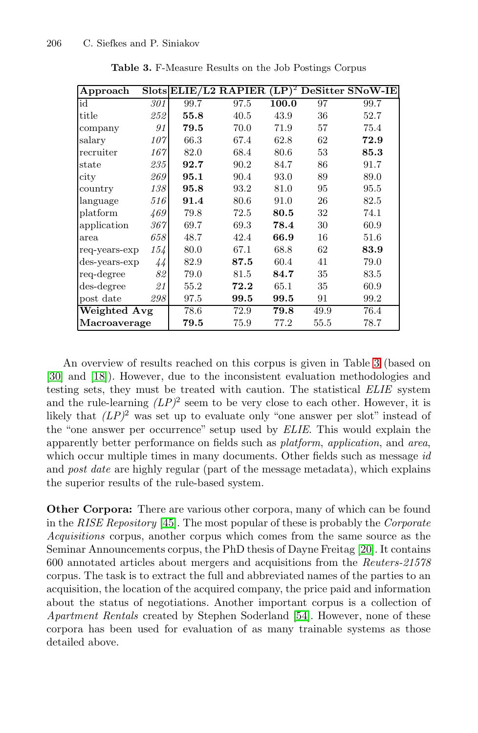**Table 3.** F-Measure Results on the Job Postings Corpus

| Approach | Slots | ELIE/L2 | RAPIER | $(LP)^2$ | DeSitter | SNoW-IE |
|---|---|---|---|---|---|---|
| id | *301* | 99.7 | 97.5 | **100.0** | 97 | 99.7 |
| title | *252* | **55.8** | 40.5 | 43.9 | 36 | 52.7 |
| company | *91* | **79.5** | 70.0 | 71.9 | 57 | 75.4 |
| salary | *107* | 66.3 | 67.4 | 62.8 | 62 | **72.9** |
| recruiter | *167* | 82.0 | 68.4 | 80.6 | 53 | **85.3** |
| state | *235* | **92.7** | 90.2 | 84.7 | 86 | 91.7 |
| city | *269* | **95.1** | 90.4 | 93.0 | 89 | 89.0 |
| country | *138* | **95.8** | 93.2 | 81.0 | 95 | 95.5 |
| language | *516* | **91.4** | 80.6 | 91.0 | 26 | 82.5 |
| platform | *469* | 79.8 | 72.5 | **80.5** | 32 | 74.1 |
| application | *367* | 69.7 | 69.3 | **78.4** | 30 | 60.9 |
| area | *658* | 48.7 | 42.4 | **66.9** | 16 | 51.6 |
| req-years-exp | *154* | 80.0 | 67.1 | 68.8 | 62 | **83.9** |
| des-years-exp | *44* | 82.9 | **87.5** | 60.4 | 41 | 79.0 |
| req-degree | *82* | 79.0 | 81.5 | **84.7** | 35 | 83.5 |
| des-degree | *21* | 55.2 | **72.2** | 65.1 | 35 | 60.9 |
| post date | *298* | 97.5 | **99.5** | **99.5** | 91 | 99.2 |
| **Weighted Avg** | | 78.6 | 72.9 | **79.8** | 49.9 | 76.4 |
| **Macroaverage** | | **79.5** | 75.9 | 77.2 | 55.5 | 78.7 |

An overview of results reached on this corpus is given in Table 3 (based on [30] and [18]). However, due to the inconsistent evaluation methodologies and testing sets, they must be treated with caution. The statistical *ELIE* system and the rule-learning *(LP)*$^2$ seem to be very close to each other. However, it is likely that *(LP)*$^2$ was set up to evaluate only "one answer per slot" instead of the "one answer per occurrence" setup used by *ELIE*. This would explain the apparently better performance on fields such as *platform*, *application*, and *area*, which occur multiple times in many documents. Other fields such as message *id* and *post date* are highly regular (part of the message metadata), which explains the superior results of the rule-based system.

**Other Corpora:** There are various other corpora, many of which can be found in the *RISE Repository* [45]. The most popular of these is probably the *Corporate Acquisitions* corpus, another corpus which comes from the same source as the Seminar Announcements corpus, the PhD thesis of Dayne Freitag [20]. It contains 600 annotated articles about mergers and acquisitions from the *Reuters-21578* corpus. The task is to extract the full and abbreviated names of the parties to an acquisition, the location of the acquired company, the price paid and information about the status of negotiations. Another important corpus is a collection of *Apartment Rentals* created by Stephen Soderland [54]. However, none of these corpora has been used for evaluation of as many trainable systems as those detailed above.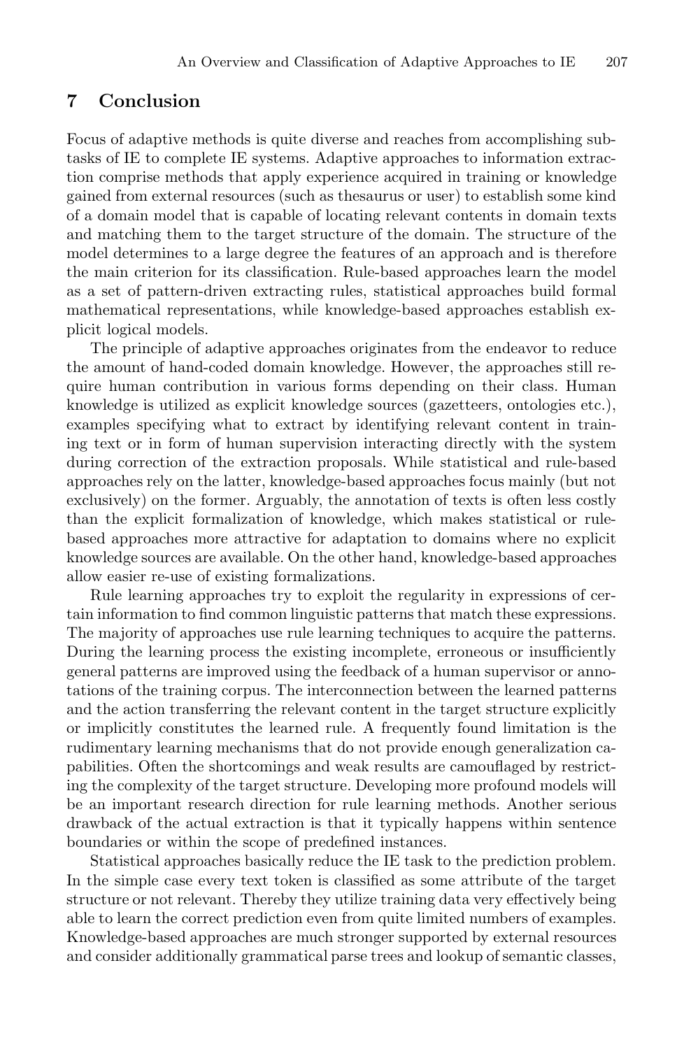## 7 Conclusion

Focus of adaptive methods is quite diverse and reaches from accomplishing subtasks of IE to complete IE systems. Adaptive approaches to information extraction comprise methods that apply experience acquired in training or knowledge gained from external resources (such as thesaurus or user) to establish some kind of a domain model that is capable of locating relevant contents in domain texts and matching them to the target structure of the domain. The structure of the model determines to a large degree the features of an approach and is therefore the main criterion for its classification. Rule-based approaches learn the model as a set of pattern-driven extracting rules, statistical approaches build formal mathematical representations, while knowledge-based approaches establish explicit logical models.

The principle of adaptive approaches originates from the endeavor to reduce the amount of hand-coded domain knowledge. However, the approaches still require human contribution in various forms depending on their class. Human knowledge is utilized as explicit knowledge sources (gazetteers, ontologies etc.), examples specifying what to extract by identifying relevant content in training text or in form of human supervision interacting directly with the system during correction of the extraction proposals. While statistical and rule-based approaches rely on the latter, knowledge-based approaches focus mainly (but not exclusively) on the former. Arguably, the annotation of texts is often less costly than the explicit formalization of knowledge, which makes statistical or rule-based approaches more attractive for adaptation to domains where no explicit knowledge sources are available. On the other hand, knowledge-based approaches allow easier re-use of existing formalizations.

Rule learning approaches try to exploit the regularity in expressions of certain information to find common linguistic patterns that match these expressions. The majority of approaches use rule learning techniques to acquire the patterns. During the learning process the existing incomplete, erroneous or insufficiently general patterns are improved using the feedback of a human supervisor or annotations of the training corpus. The interconnection between the learned patterns and the action transferring the relevant content in the target structure explicitly or implicitly constitutes the learned rule. A frequently found limitation is the rudimentary learning mechanisms that do not provide enough generalization capabilities. Often the shortcomings and weak results are camouflaged by restricting the complexity of the target structure. Developing more profound models will be an important research direction for rule learning methods. Another serious drawback of the actual extraction is that it typically happens within sentence boundaries or within the scope of predefined instances.

Statistical approaches basically reduce the IE task to the prediction problem. In the simple case every text token is classified as some attribute of the target structure or not relevant. Thereby they utilize training data very effectively being able to learn the correct prediction even from quite limited numbers of examples. Knowledge-based approaches are much stronger supported by external resources and consider additionally grammatical parse trees and lookup of semantic classes,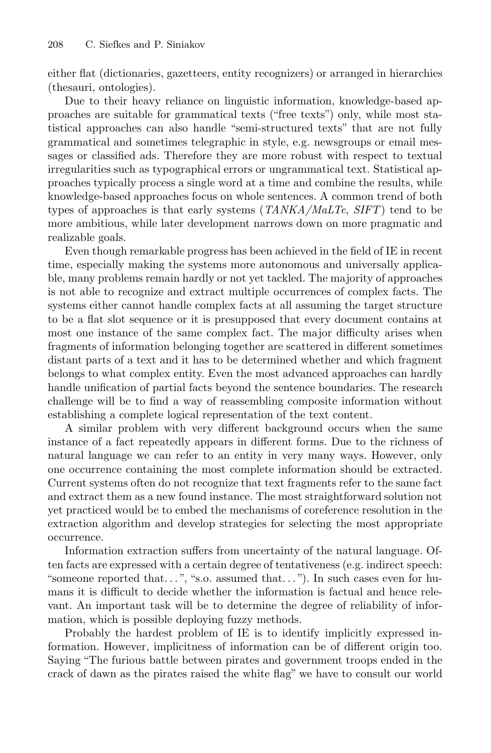either flat (dictionaries, gazetteers, entity recognizers) or arranged in hierarchies (thesauri, ontologies).

Due to their heavy reliance on linguistic information, knowledge-based approaches are suitable for grammatical texts ("free texts") only, while most statistical approaches can also handle "semi-structured texts" that are not fully grammatical and sometimes telegraphic in style, e.g. newsgroups or email messages or classified ads. Therefore they are more robust with respect to textual irregularities such as typographical errors or ungrammatical text. Statistical approaches typically process a single word at a time and combine the results, while knowledge-based approaches focus on whole sentences. A common trend of both types of approaches is that early systems (*TANKA/MaLTe*, *SIFT*) tend to be more ambitious, while later development narrows down on more pragmatic and realizable goals.

Even though remarkable progress has been achieved in the field of IE in recent time, especially making the systems more autonomous and universally applicable, many problems remain hardly or not yet tackled. The majority of approaches is not able to recognize and extract multiple occurrences of complex facts. The systems either cannot handle complex facts at all assuming the target structure to be a flat slot sequence or it is presupposed that every document contains at most one instance of the same complex fact. The major difficulty arises when fragments of information belonging together are scattered in different sometimes distant parts of a text and it has to be determined whether and which fragment belongs to what complex entity. Even the most advanced approaches can hardly handle unification of partial facts beyond the sentence boundaries. The research challenge will be to find a way of reassembling composite information without establishing a complete logical representation of the text content.

A similar problem with very different background occurs when the same instance of a fact repeatedly appears in different forms. Due to the richness of natural language we can refer to an entity in very many ways. However, only one occurrence containing the most complete information should be extracted. Current systems often do not recognize that text fragments refer to the same fact and extract them as a new found instance. The most straightforward solution not yet practiced would be to embed the mechanisms of coreference resolution in the extraction algorithm and develop strategies for selecting the most appropriate occurrence.

Information extraction suffers from uncertainty of the natural language. Often facts are expressed with a certain degree of tentativeness (e.g. indirect speech: "someone reported that…", "s.o. assumed that…"). In such cases even for humans it is difficult to decide whether the information is factual and hence relevant. An important task will be to determine the degree of reliability of information, which is possible deploying fuzzy methods.

Probably the hardest problem of IE is to identify implicitly expressed information. However, implicitness of information can be of different origin too. Saying "The furious battle between pirates and government troops ended in the crack of dawn as the pirates raised the white flag" we have to consult our world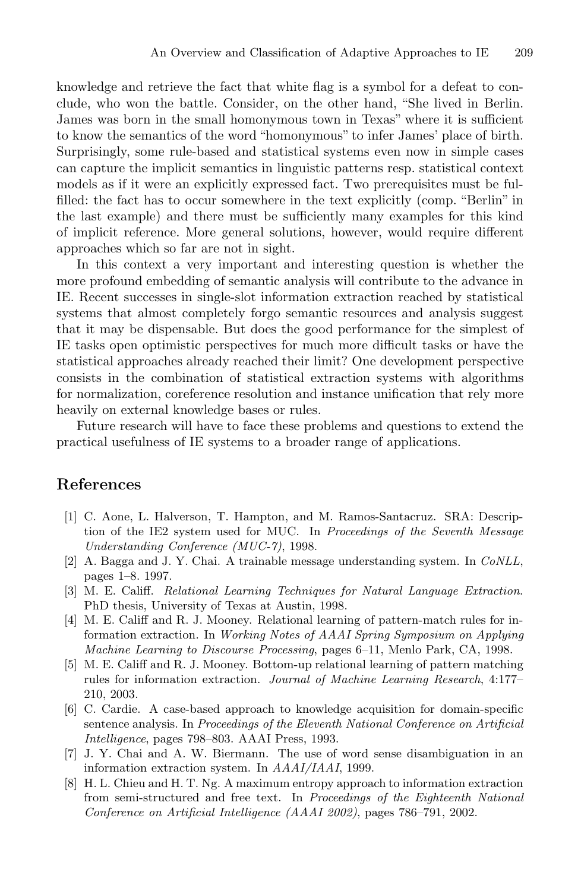knowledge and retrieve the fact that white flag is a symbol for a defeat to conclude, who won the battle. Consider, on the other hand, "She lived in Berlin. James was born in the small homonymous town in Texas" where it is sufficient to know the semantics of the word "homonymous" to infer James' place of birth. Surprisingly, some rule-based and statistical systems even now in simple cases can capture the implicit semantics in linguistic patterns resp. statistical context models as if it were an explicitly expressed fact. Two prerequisites must be fulfilled: the fact has to occur somewhere in the text explicitly (comp. "Berlin" in the last example) and there must be sufficiently many examples for this kind of implicit reference. More general solutions, however, would require different approaches which so far are not in sight.

In this context a very important and interesting question is whether the more profound embedding of semantic analysis will contribute to the advance in IE. Recent successes in single-slot information extraction reached by statistical systems that almost completely forgo semantic resources and analysis suggest that it may be dispensable. But does the good performance for the simplest of IE tasks open optimistic perspectives for much more difficult tasks or have the statistical approaches already reached their limit? One development perspective consists in the combination of statistical extraction systems with algorithms for normalization, coreference resolution and instance unification that rely more heavily on external knowledge bases or rules.

Future research will have to face these problems and questions to extend the practical usefulness of IE systems to a broader range of applications.

## References

[1] C. Aone, L. Halverson, T. Hampton, and M. Ramos-Santacruz. SRA: Description of the IE2 system used for MUC. In *Proceedings of the Seventh Message Understanding Conference (MUC-7)*, 1998.

[2] A. Bagga and J. Y. Chai. A trainable message understanding system. In *CoNLL*, pages 1–8. 1997.

[3] M. E. Califf. *Relational Learning Techniques for Natural Language Extraction*. PhD thesis, University of Texas at Austin, 1998.

[4] M. E. Califf and R. J. Mooney. Relational learning of pattern-match rules for information extraction. In *Working Notes of AAAI Spring Symposium on Applying Machine Learning to Discourse Processing*, pages 6–11, Menlo Park, CA, 1998.

[5] M. E. Califf and R. J. Mooney. Bottom-up relational learning of pattern matching rules for information extraction. *Journal of Machine Learning Research*, 4:177–210, 2003.

[6] C. Cardie. A case-based approach to knowledge acquisition for domain-specific sentence analysis. In *Proceedings of the Eleventh National Conference on Artificial Intelligence*, pages 798–803. AAAI Press, 1993.

[7] J. Y. Chai and A. W. Biermann. The use of word sense disambiguation in an information extraction system. In *AAAI/IAAI*, 1999.

[8] H. L. Chieu and H. T. Ng. A maximum entropy approach to information extraction from semi-structured and free text. In *Proceedings of the Eighteenth National Conference on Artificial Intelligence (AAAI 2002)*, pages 786–791, 2002.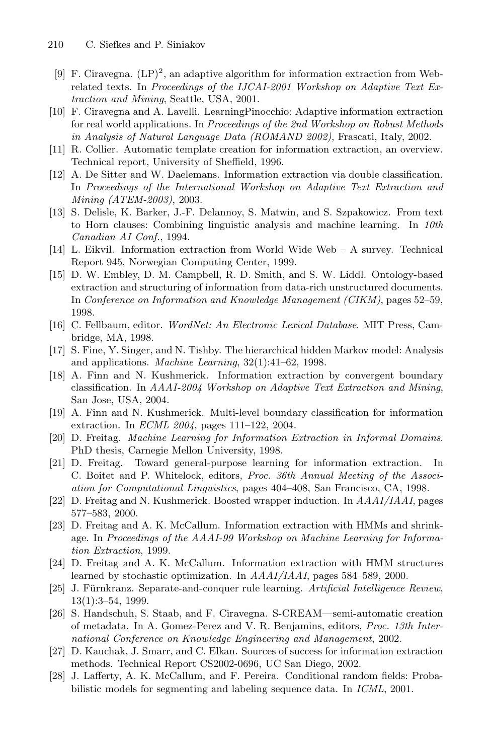[9] F. Ciravegna. $(LP)^2$, an adaptive algorithm for information extraction from Web-related texts. In *Proceedings of the IJCAI-2001 Workshop on Adaptive Text Extraction and Mining*, Seattle, USA, 2001.

[10] F. Ciravegna and A. Lavelli. LearningPinocchio: Adaptive information extraction for real world applications. In *Proceedings of the 2nd Workshop on Robust Methods in Analysis of Natural Language Data (ROMAND 2002)*, Frascati, Italy, 2002.

[11] R. Collier. Automatic template creation for information extraction, an overview. Technical report, University of Sheffield, 1996.

[12] A. De Sitter and W. Daelemans. Information extraction via double classification. In *Proceedings of the International Workshop on Adaptive Text Extraction and Mining (ATEM-2003)*, 2003.

[13] S. Delisle, K. Barker, J.-F. Delannoy, S. Matwin, and S. Szpakowicz. From text to Horn clauses: Combining linguistic analysis and machine learning. In *10th Canadian AI Conf.*, 1994.

[14] L. Eikvil. Information extraction from World Wide Web – A survey. Technical Report 945, Norwegian Computing Center, 1999.

[15] D. W. Embley, D. M. Campbell, R. D. Smith, and S. W. Liddl. Ontology-based extraction and structuring of information from data-rich unstructured documents. In *Conference on Information and Knowledge Management (CIKM)*, pages 52–59, 1998.

[16] C. Fellbaum, editor. *WordNet: An Electronic Lexical Database*. MIT Press, Cambridge, MA, 1998.

[17] S. Fine, Y. Singer, and N. Tishby. The hierarchical hidden Markov model: Analysis and applications. *Machine Learning*, 32(1):41–62, 1998.

[18] A. Finn and N. Kushmerick. Information extraction by convergent boundary classification. In *AAAI-2004 Workshop on Adaptive Text Extraction and Mining*, San Jose, USA, 2004.

[19] A. Finn and N. Kushmerick. Multi-level boundary classification for information extraction. In *ECML 2004*, pages 111–122, 2004.

[20] D. Freitag. *Machine Learning for Information Extraction in Informal Domains*. PhD thesis, Carnegie Mellon University, 1998.

[21] D. Freitag. Toward general-purpose learning for information extraction. In C. Boitet and P. Whitelock, editors, *Proc. 36th Annual Meeting of the Association for Computational Linguistics*, pages 404–408, San Francisco, CA, 1998.

[22] D. Freitag and N. Kushmerick. Boosted wrapper induction. In *AAAI/IAAI*, pages 577–583, 2000.

[23] D. Freitag and A. K. McCallum. Information extraction with HMMs and shrinkage. In *Proceedings of the AAAI-99 Workshop on Machine Learning for Information Extraction*, 1999.

[24] D. Freitag and A. K. McCallum. Information extraction with HMM structures learned by stochastic optimization. In *AAAI/IAAI*, pages 584–589, 2000.

[25] J. Fürnkranz. Separate-and-conquer rule learning. *Artificial Intelligence Review*, 13(1):3–54, 1999.

[26] S. Handschuh, S. Staab, and F. Ciravegna. S-CREAM—semi-automatic creation of metadata. In A. Gomez-Perez and V. R. Benjamins, editors, *Proc. 13th International Conference on Knowledge Engineering and Management*, 2002.

[27] D. Kauchak, J. Smarr, and C. Elkan. Sources of success for information extraction methods. Technical Report CS2002-0696, UC San Diego, 2002.

[28] J. Lafferty, A. K. McCallum, and F. Pereira. Conditional random fields: Probabilistic models for segmenting and labeling sequence data. In *ICML*, 2001.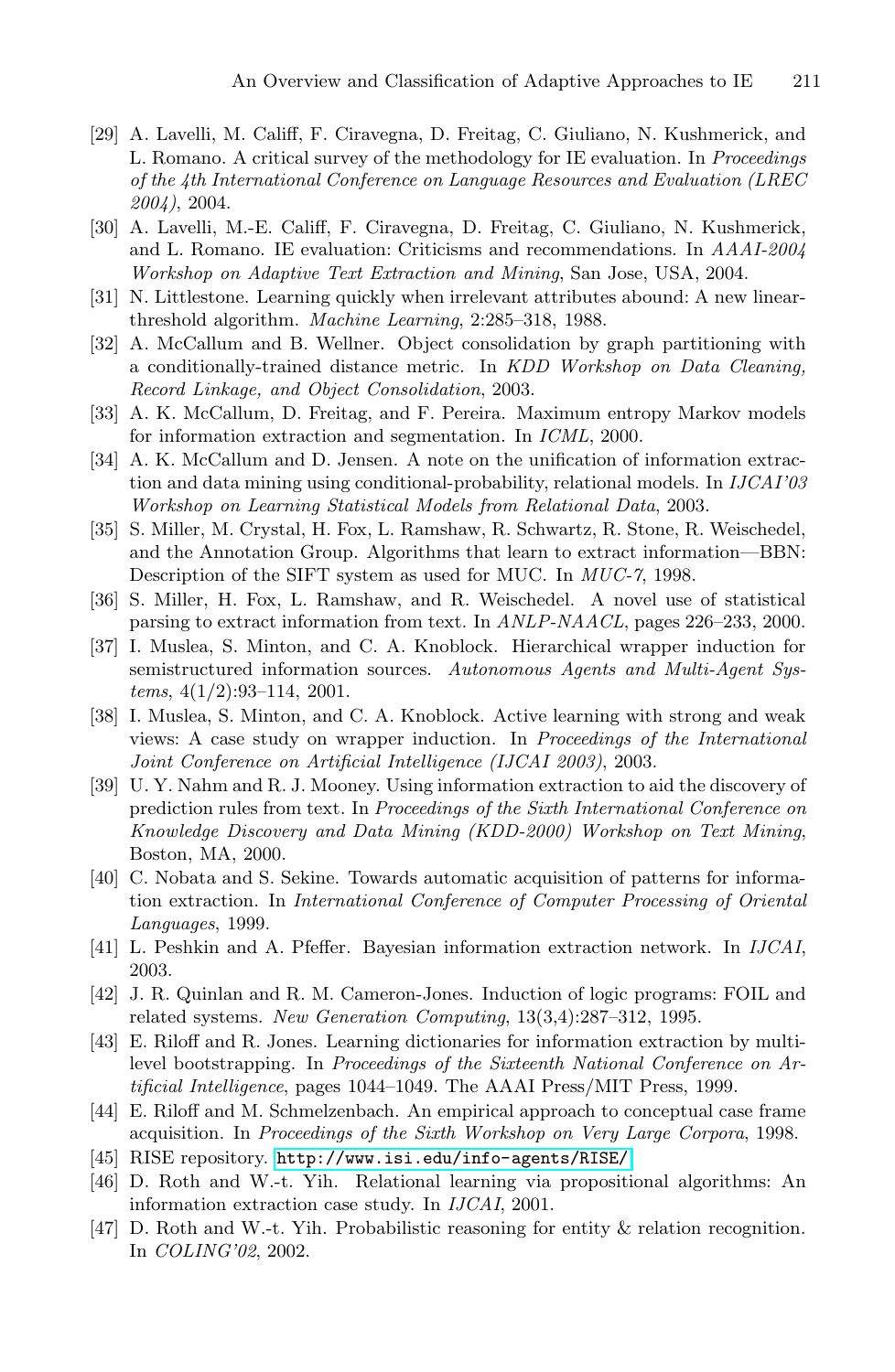[29] A. Lavelli, M. Califf, F. Ciravegna, D. Freitag, C. Giuliano, N. Kushmerick, and L. Romano. A critical survey of the methodology for IE evaluation. In *Proceedings of the 4th International Conference on Language Resources and Evaluation (LREC 2004)*, 2004.

[30] A. Lavelli, M.-E. Califf, F. Ciravegna, D. Freitag, C. Giuliano, N. Kushmerick, and L. Romano. IE evaluation: Criticisms and recommendations. In *AAAI-2004 Workshop on Adaptive Text Extraction and Mining*, San Jose, USA, 2004.

[31] N. Littlestone. Learning quickly when irrelevant attributes abound: A new linear-threshold algorithm. *Machine Learning*, 2:285–318, 1988.

[32] A. McCallum and B. Wellner. Object consolidation by graph partitioning with a conditionally-trained distance metric. In *KDD Workshop on Data Cleaning, Record Linkage, and Object Consolidation*, 2003.

[33] A. K. McCallum, D. Freitag, and F. Pereira. Maximum entropy Markov models for information extraction and segmentation. In *ICML*, 2000.

[34] A. K. McCallum and D. Jensen. A note on the unification of information extraction and data mining using conditional-probability, relational models. In *IJCAI'03 Workshop on Learning Statistical Models from Relational Data*, 2003.

[35] S. Miller, M. Crystal, H. Fox, L. Ramshaw, R. Schwartz, R. Stone, R. Weischedel, and the Annotation Group. Algorithms that learn to extract information—BBN: Description of the SIFT system as used for MUC. In *MUC-7*, 1998.

[36] S. Miller, H. Fox, L. Ramshaw, and R. Weischedel. A novel use of statistical parsing to extract information from text. In *ANLP-NAACL*, pages 226–233, 2000.

[37] I. Muslea, S. Minton, and C. A. Knoblock. Hierarchical wrapper induction for semistructured information sources. *Autonomous Agents and Multi-Agent Systems*, 4(1/2):93–114, 2001.

[38] I. Muslea, S. Minton, and C. A. Knoblock. Active learning with strong and weak views: A case study on wrapper induction. In *Proceedings of the International Joint Conference on Artificial Intelligence (IJCAI 2003)*, 2003.

[39] U. Y. Nahm and R. J. Mooney. Using information extraction to aid the discovery of prediction rules from text. In *Proceedings of the Sixth International Conference on Knowledge Discovery and Data Mining (KDD-2000) Workshop on Text Mining*, Boston, MA, 2000.

[40] C. Nobata and S. Sekine. Towards automatic acquisition of patterns for information extraction. In *International Conference of Computer Processing of Oriental Languages*, 1999.

[41] L. Peshkin and A. Pfeffer. Bayesian information extraction network. In *IJCAI*, 2003.

[42] J. R. Quinlan and R. M. Cameron-Jones. Induction of logic programs: FOIL and related systems. *New Generation Computing*, 13(3,4):287–312, 1995.

[43] E. Riloff and R. Jones. Learning dictionaries for information extraction by multi-level bootstrapping. In *Proceedings of the Sixteenth National Conference on Artificial Intelligence*, pages 1044–1049. The AAAI Press/MIT Press, 1999.

[44] E. Riloff and M. Schmelzenbach. An empirical approach to conceptual case frame acquisition. In *Proceedings of the Sixth Workshop on Very Large Corpora*, 1998.

[45] RISE repository. http://www.isi.edu/info-agents/RISE/

[46] D. Roth and W.-t. Yih. Relational learning via propositional algorithms: An information extraction case study. In *IJCAI*, 2001.

[47] D. Roth and W.-t. Yih. Probabilistic reasoning for entity & relation recognition. In *COLING'02*, 2002.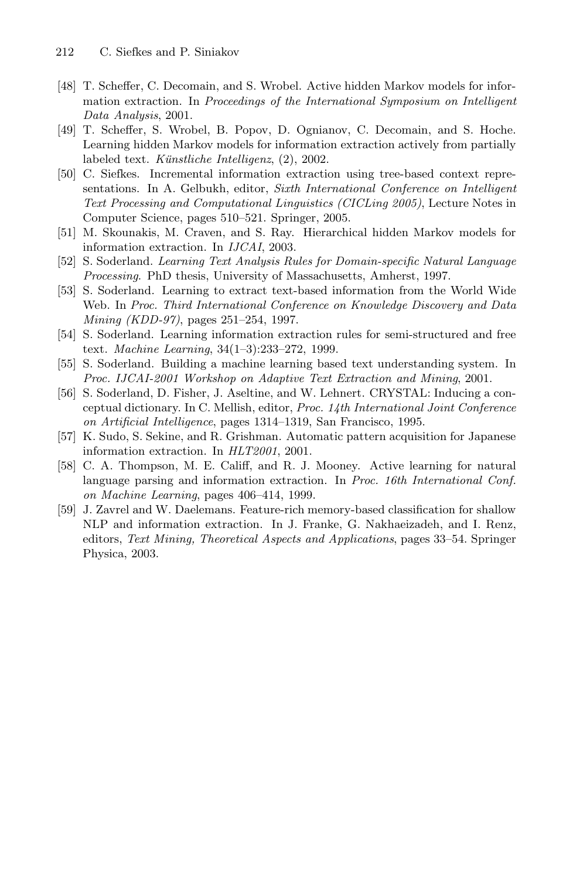[48] T. Scheffer, C. Decomain, and S. Wrobel. Active hidden Markov models for information extraction. In *Proceedings of the International Symposium on Intelligent Data Analysis*, 2001.

[49] T. Scheffer, S. Wrobel, B. Popov, D. Ognianov, C. Decomain, and S. Hoche. Learning hidden Markov models for information extraction actively from partially labeled text. *Künstliche Intelligenz*, (2), 2002.

[50] C. Siefkes. Incremental information extraction using tree-based context representations. In A. Gelbukh, editor, *Sixth International Conference on Intelligent Text Processing and Computational Linguistics (CICLing 2005)*, Lecture Notes in Computer Science, pages 510–521. Springer, 2005.

[51] M. Skounakis, M. Craven, and S. Ray. Hierarchical hidden Markov models for information extraction. In *IJCAI*, 2003.

[52] S. Soderland. *Learning Text Analysis Rules for Domain-specific Natural Language Processing*. PhD thesis, University of Massachusetts, Amherst, 1997.

[53] S. Soderland. Learning to extract text-based information from the World Wide Web. In *Proc. Third International Conference on Knowledge Discovery and Data Mining (KDD-97)*, pages 251–254, 1997.

[54] S. Soderland. Learning information extraction rules for semi-structured and free text. *Machine Learning*, 34(1–3):233–272, 1999.

[55] S. Soderland. Building a machine learning based text understanding system. In *Proc. IJCAI-2001 Workshop on Adaptive Text Extraction and Mining*, 2001.

[56] S. Soderland, D. Fisher, J. Aseltine, and W. Lehnert. CRYSTAL: Inducing a conceptual dictionary. In C. Mellish, editor, *Proc. 14th International Joint Conference on Artificial Intelligence*, pages 1314–1319, San Francisco, 1995.

[57] K. Sudo, S. Sekine, and R. Grishman. Automatic pattern acquisition for Japanese information extraction. In *HLT2001*, 2001.

[58] C. A. Thompson, M. E. Califf, and R. J. Mooney. Active learning for natural language parsing and information extraction. In *Proc. 16th International Conf. on Machine Learning*, pages 406–414, 1999.

[59] J. Zavrel and W. Daelemans. Feature-rich memory-based classification for shallow NLP and information extraction. In J. Franke, G. Nakhaeizadeh, and I. Renz, editors, *Text Mining, Theoretical Aspects and Applications*, pages 33–54. Springer Physica, 2003.